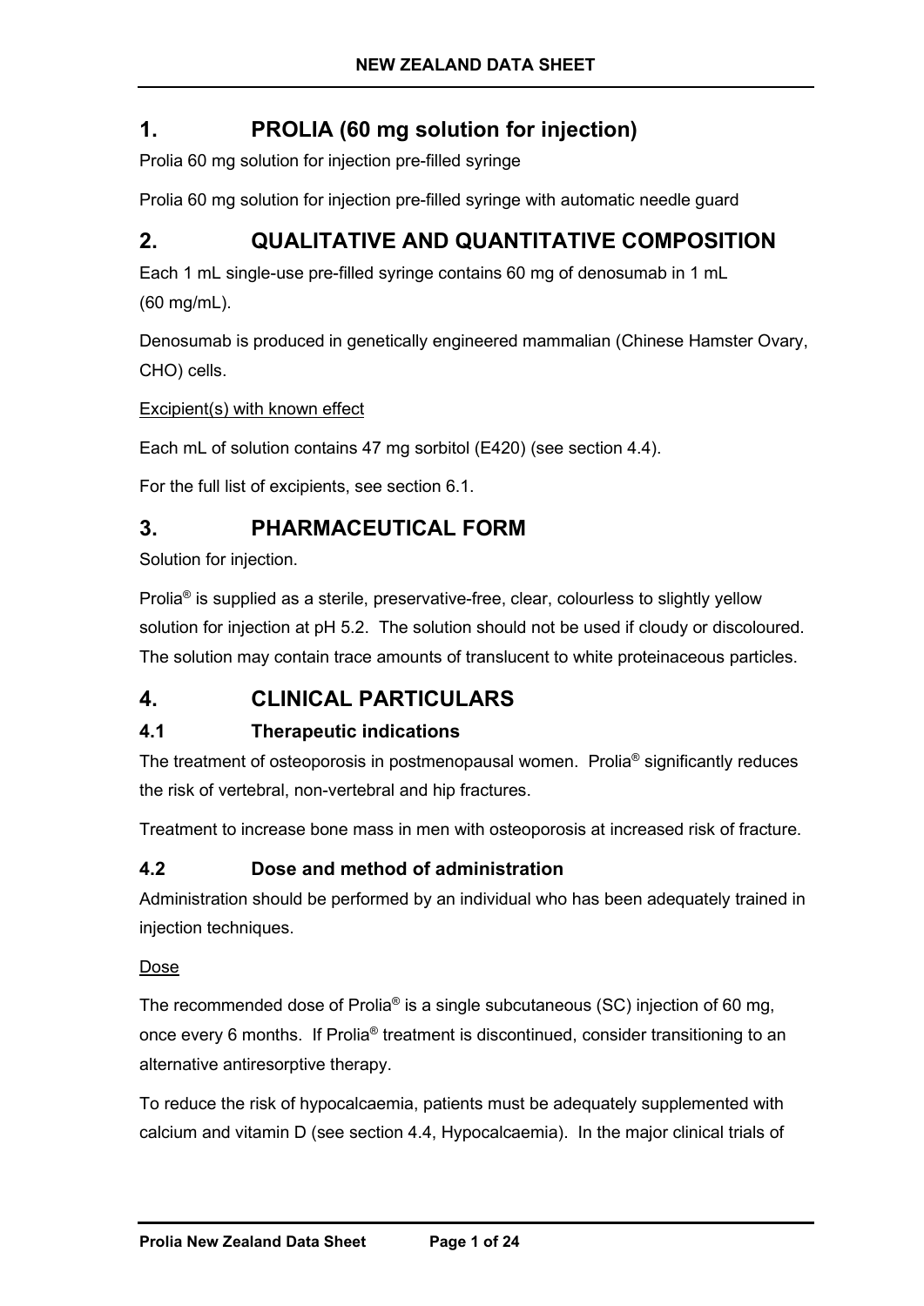# 1. PROLIA (60 mg solution for injection)

Prolia 60 mg solution for injection pre-filled syringe

Prolia 60 mg solution for injection pre-filled syringe with automatic needle guard

# 2. QUALITATIVE AND QUANTITATIVE COMPOSITION

Each 1 mL single-use pre-filled syringe contains 60 mg of denosumab in 1 mL (60 mg/mL).

Denosumab is produced in genetically engineered mammalian (Chinese Hamster Ovary, CHO) cells.

Excipient(s) with known effect

Each mL of solution contains 47 mg sorbitol (E420) (see section 4.4).

For the full list of excipients, see section 6.1.

# 3. PHARMACEUTICAL FORM

Solution for injection.

Prolia® is supplied as a sterile, preservative-free, clear, colourless to slightly yellow solution for injection at pH 5.2. The solution should not be used if cloudy or discoloured. The solution may contain trace amounts of translucent to white proteinaceous particles.

# 4. CLINICAL PARTICULARS

## 4.1 Therapeutic indications

The treatment of osteoporosis in postmenopausal women. Prolia® significantly reduces the risk of vertebral, non-vertebral and hip fractures.

Treatment to increase bone mass in men with osteoporosis at increased risk of fracture.

## 4.2 Dose and method of administration

Administration should be performed by an individual who has been adequately trained in injection techniques.

Dose

The recommended dose of Prolia® is a single subcutaneous (SC) injection of 60 mg, once every 6 months. If Prolia® treatment is discontinued, consider transitioning to an alternative antiresorptive therapy.

To reduce the risk of hypocalcaemia, patients must be adequately supplemented with calcium and vitamin D (see section 4.4, Hypocalcaemia). In the major clinical trials of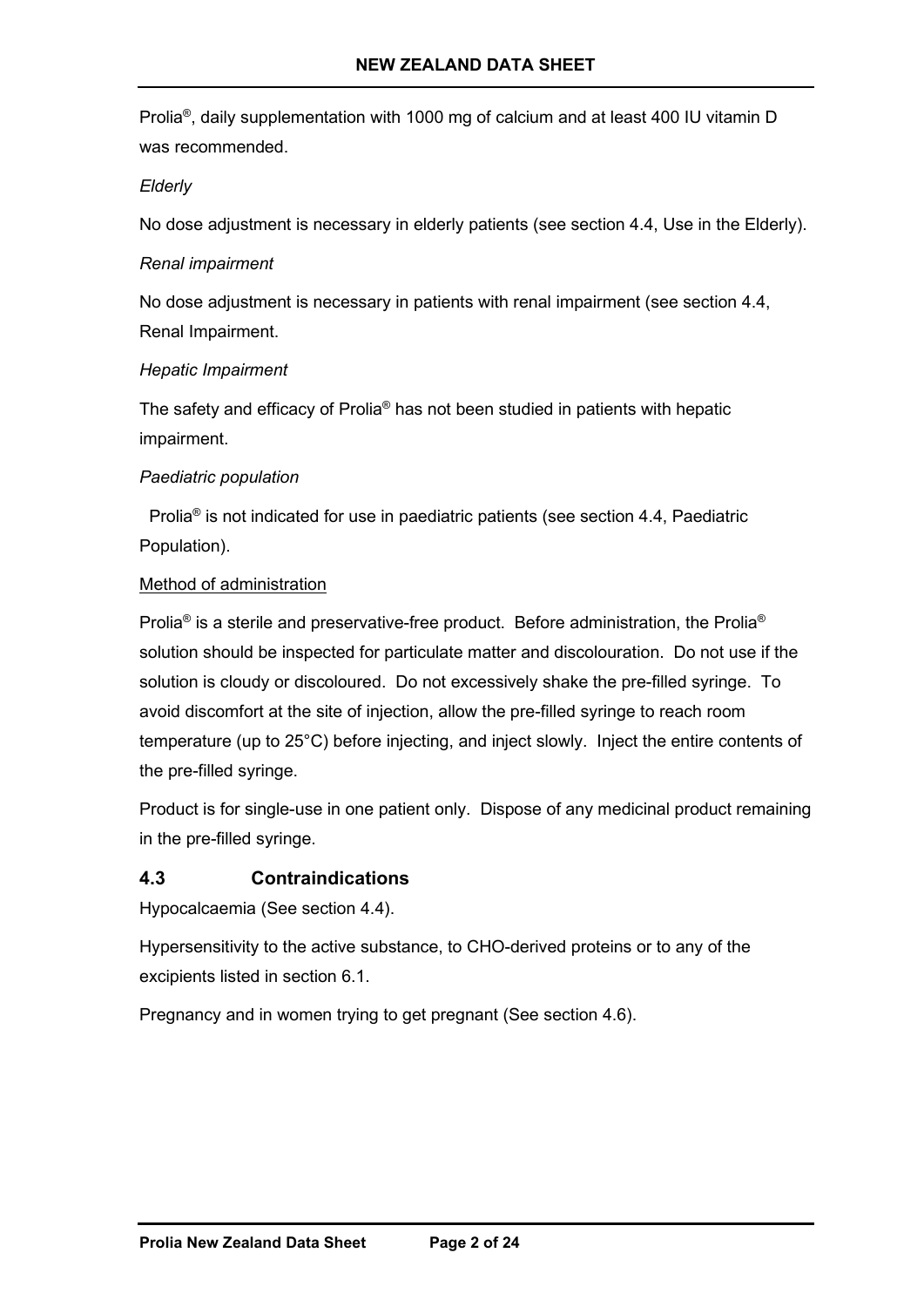Prolia®, daily supplementation with 1000 mg of calcium and at least 400 IU vitamin D was recommended.

*Elderly*

No dose adjustment is necessary in elderly patients (see section 4.4, Use in the Elderly).

*Renal impairment*

No dose adjustment is necessary in patients with renal impairment (see section 4.4, Renal Impairment.

*Hepatic Impairment*

The safety and efficacy of Prolia® has not been studied in patients with hepatic impairment.

*Paediatric population*

Prolia® is not indicated for use in paediatric patients (see section 4.4, Paediatric Population).

Method of administration

Prolia® is a sterile and preservative-free product. Before administration, the Prolia® solution should be inspected for particulate matter and discolouration. Do not use if the solution is cloudy or discoloured. Do not excessively shake the pre-filled syringe. To avoid discomfort at the site of injection, allow the pre-filled syringe to reach room temperature (up to 25°C) before injecting, and inject slowly. Inject the entire contents of the pre-filled syringe.

Product is for single-use in one patient only. Dispose of any medicinal product remaining in the pre-filled syringe.

## 4.3 Contraindications

Hypocalcaemia (See section 4.4).

Hypersensitivity to the active substance, to CHO-derived proteins or to any of the excipients listed in section 6.1.

Pregnancy and in women trying to get pregnant (See section 4.6).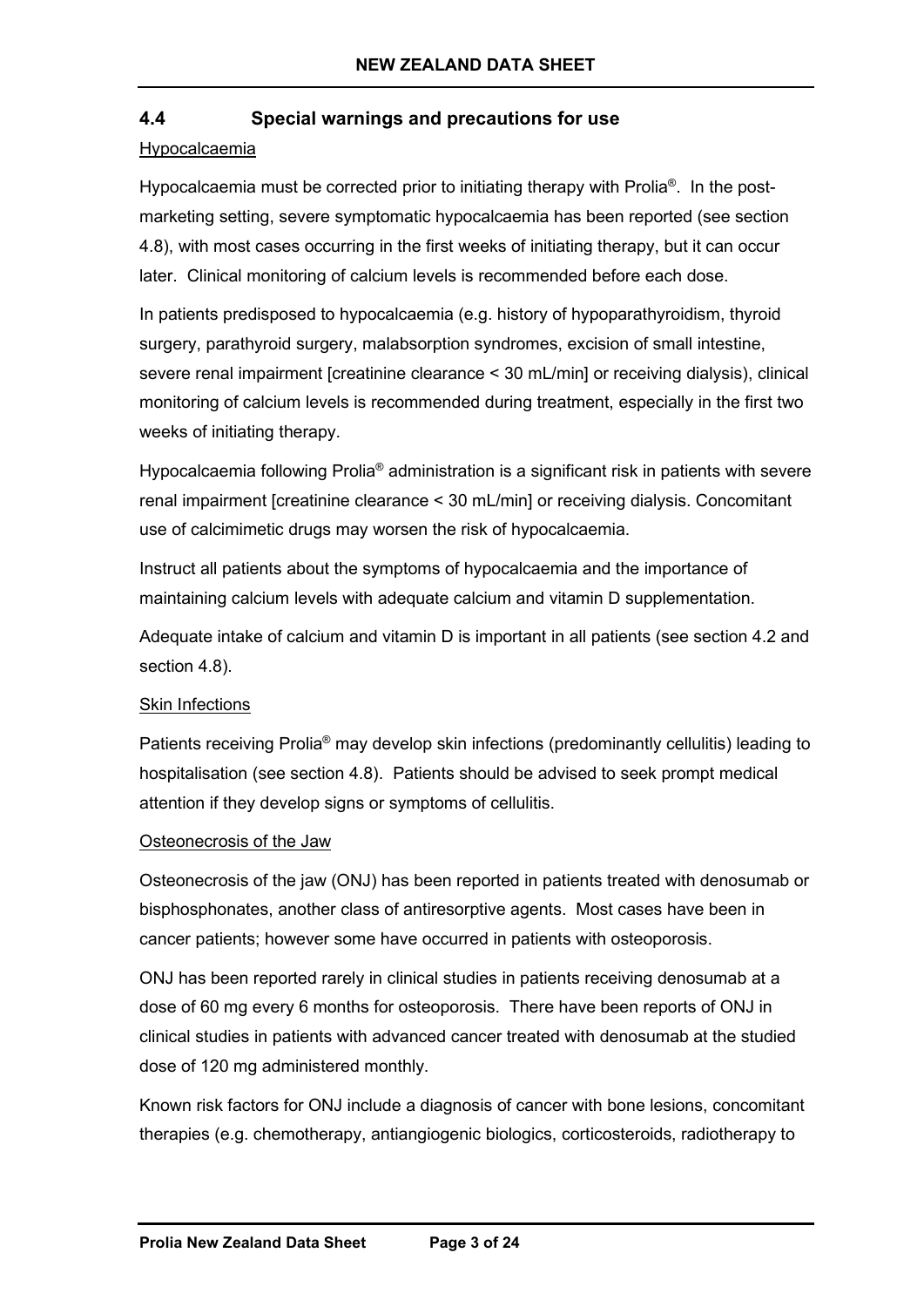## 4.4 Special warnings and precautions for use

Hypocalcaemia

Hypocalcaemia must be corrected prior to initiating therapy with Prolia®. In the post-marketing setting, severe symptomatic hypocalcaemia has been reported (see section 4.8), with most cases occurring in the first weeks of initiating therapy, but it can occur later. Clinical monitoring of calcium levels is recommended before each dose.

In patients predisposed to hypocalcaemia (e.g. history of hypoparathyroidism, thyroid surgery, parathyroid surgery, malabsorption syndromes, excision of small intestine, severe renal impairment [creatinine clearance < 30 mL/min] or receiving dialysis), clinical monitoring of calcium levels is recommended during treatment, especially in the first two weeks of initiating therapy.

Hypocalcaemia following Prolia® administration is a significant risk in patients with severe renal impairment [creatinine clearance < 30 mL/min] or receiving dialysis. Concomitant use of calcimimetic drugs may worsen the risk of hypocalcaemia.

Instruct all patients about the symptoms of hypocalcaemia and the importance of maintaining calcium levels with adequate calcium and vitamin D supplementation.

Adequate intake of calcium and vitamin D is important in all patients (see section 4.2 and section 4.8).

Skin Infections

Patients receiving Prolia® may develop skin infections (predominantly cellulitis) leading to hospitalisation (see section 4.8). Patients should be advised to seek prompt medical attention if they develop signs or symptoms of cellulitis.

Osteonecrosis of the Jaw

Osteonecrosis of the jaw (ONJ) has been reported in patients treated with denosumab or bisphosphonates, another class of antiresorptive agents. Most cases have been in cancer patients; however some have occurred in patients with osteoporosis.

ONJ has been reported rarely in clinical studies in patients receiving denosumab at a dose of 60 mg every 6 months for osteoporosis. There have been reports of ONJ in clinical studies in patients with advanced cancer treated with denosumab at the studied dose of 120 mg administered monthly.

Known risk factors for ONJ include a diagnosis of cancer with bone lesions, concomitant therapies (e.g. chemotherapy, antiangiogenic biologics, corticosteroids, radiotherapy to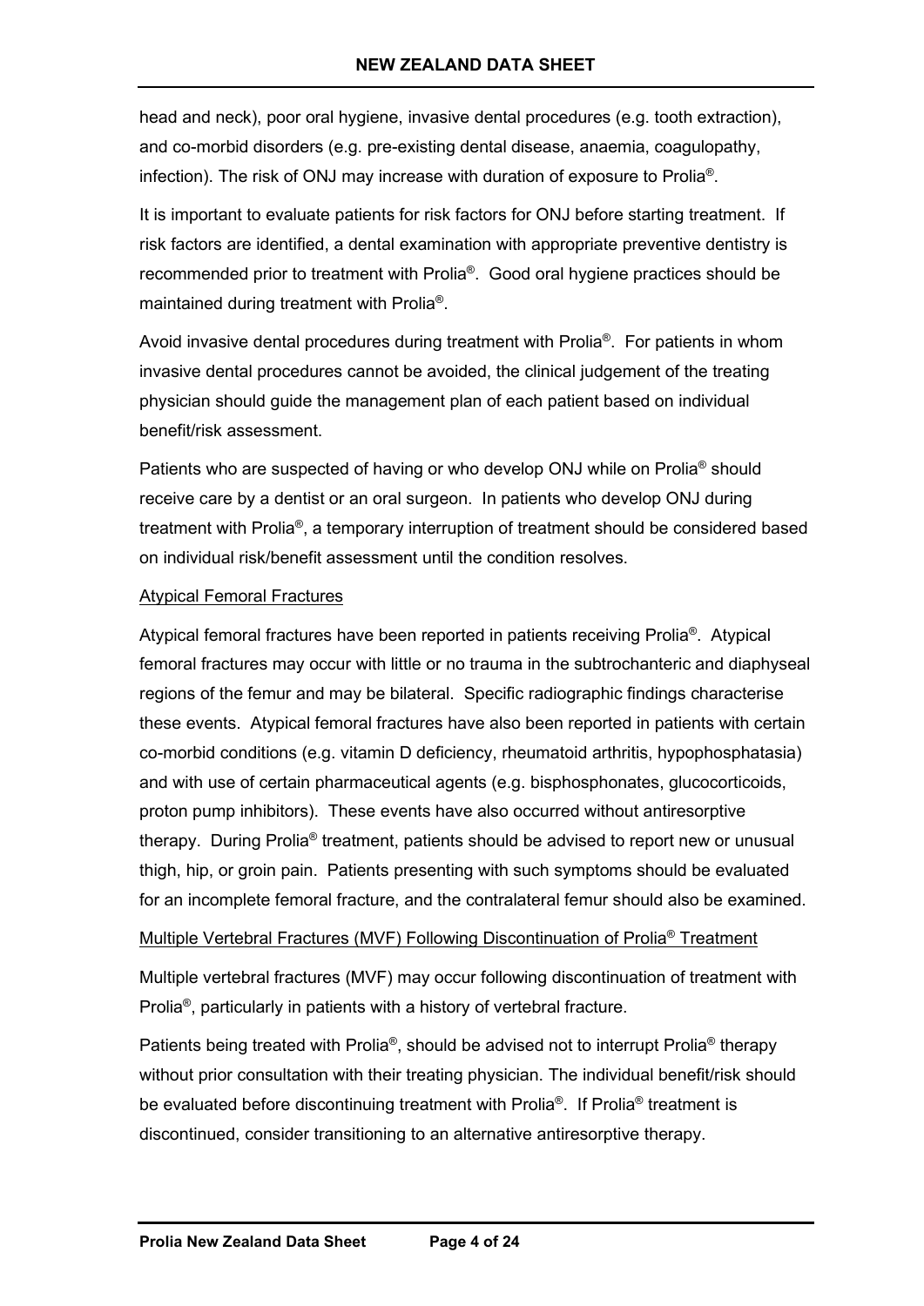head and neck), poor oral hygiene, invasive dental procedures (e.g. tooth extraction), and co-morbid disorders (e.g. pre-existing dental disease, anaemia, coagulopathy, infection). The risk of ONJ may increase with duration of exposure to Prolia®.

It is important to evaluate patients for risk factors for ONJ before starting treatment. If risk factors are identified, a dental examination with appropriate preventive dentistry is recommended prior to treatment with Prolia®. Good oral hygiene practices should be maintained during treatment with Prolia®.

Avoid invasive dental procedures during treatment with Prolia®. For patients in whom invasive dental procedures cannot be avoided, the clinical judgement of the treating physician should guide the management plan of each patient based on individual benefit/risk assessment.

Patients who are suspected of having or who develop ONJ while on Prolia® should receive care by a dentist or an oral surgeon. In patients who develop ONJ during treatment with Prolia®, a temporary interruption of treatment should be considered based on individual risk/benefit assessment until the condition resolves.

<u>Atypical Femoral Fractures</u>

Atypical femoral fractures have been reported in patients receiving Prolia®. Atypical femoral fractures may occur with little or no trauma in the subtrochanteric and diaphyseal regions of the femur and may be bilateral. Specific radiographic findings characterise these events. Atypical femoral fractures have also been reported in patients with certain co-morbid conditions (e.g. vitamin D deficiency, rheumatoid arthritis, hypophosphatasia) and with use of certain pharmaceutical agents (e.g. bisphosphonates, glucocorticoids, proton pump inhibitors). These events have also occurred without antiresorptive therapy. During Prolia® treatment, patients should be advised to report new or unusual thigh, hip, or groin pain. Patients presenting with such symptoms should be evaluated for an incomplete femoral fracture, and the contralateral femur should also be examined.

<u>Multiple Vertebral Fractures (MVF) Following Discontinuation of Prolia® Treatment</u>

Multiple vertebral fractures (MVF) may occur following discontinuation of treatment with Prolia®, particularly in patients with a history of vertebral fracture.

Patients being treated with Prolia®, should be advised not to interrupt Prolia® therapy without prior consultation with their treating physician. The individual benefit/risk should be evaluated before discontinuing treatment with Prolia®. If Prolia® treatment is discontinued, consider transitioning to an alternative antiresorptive therapy.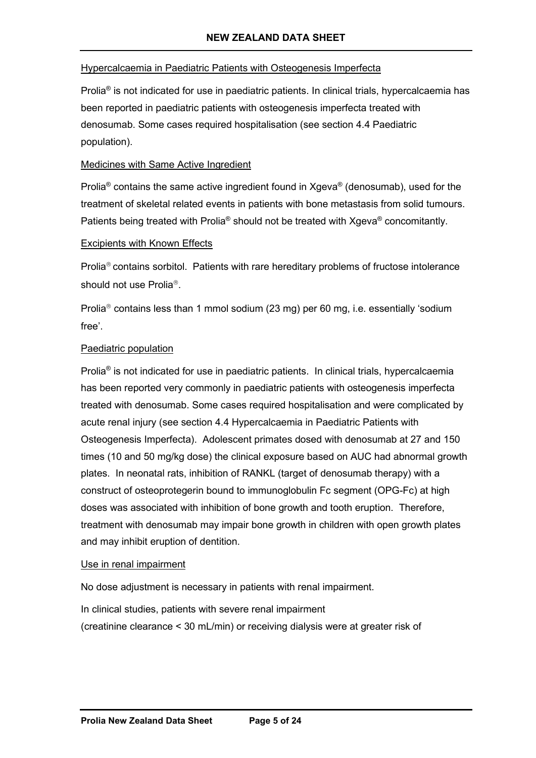Hypercalcaemia in Paediatric Patients with Osteogenesis Imperfecta

Prolia® is not indicated for use in paediatric patients. In clinical trials, hypercalcaemia has been reported in paediatric patients with osteogenesis imperfecta treated with denosumab. Some cases required hospitalisation (see section 4.4 Paediatric population).

Medicines with Same Active Ingredient

Prolia® contains the same active ingredient found in Xgeva® (denosumab), used for the treatment of skeletal related events in patients with bone metastasis from solid tumours. Patients being treated with Prolia® should not be treated with Xgeva® concomitantly.

Excipients with Known Effects

Prolia® contains sorbitol. Patients with rare hereditary problems of fructose intolerance should not use Prolia®.

Prolia® contains less than 1 mmol sodium (23 mg) per 60 mg, i.e. essentially 'sodium free'.

Paediatric population

Prolia® is not indicated for use in paediatric patients. In clinical trials, hypercalcaemia has been reported very commonly in paediatric patients with osteogenesis imperfecta treated with denosumab. Some cases required hospitalisation and were complicated by acute renal injury (see section 4.4 Hypercalcaemia in Paediatric Patients with Osteogenesis Imperfecta). Adolescent primates dosed with denosumab at 27 and 150 times (10 and 50 mg/kg dose) the clinical exposure based on AUC had abnormal growth plates. In neonatal rats, inhibition of RANKL (target of denosumab therapy) with a construct of osteoprotegerin bound to immunoglobulin Fc segment (OPG-Fc) at high doses was associated with inhibition of bone growth and tooth eruption. Therefore, treatment with denosumab may impair bone growth in children with open growth plates and may inhibit eruption of dentition.

Use in renal impairment

No dose adjustment is necessary in patients with renal impairment.

In clinical studies, patients with severe renal impairment (creatinine clearance < 30 mL/min) or receiving dialysis were at greater risk of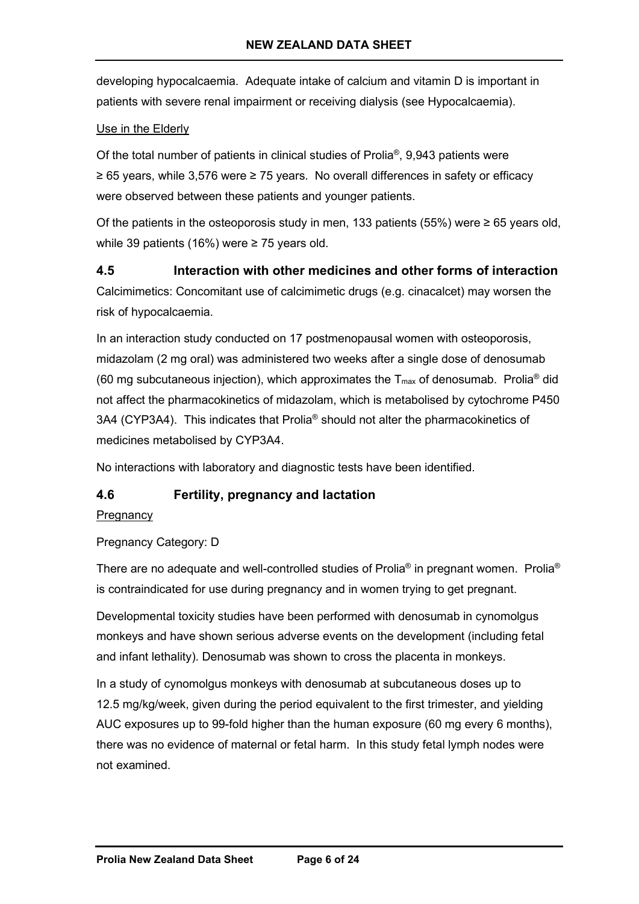developing hypocalcaemia. Adequate intake of calcium and vitamin D is important in patients with severe renal impairment or receiving dialysis (see Hypocalcaemia).

Use in the Elderly

Of the total number of patients in clinical studies of Prolia®, 9,943 patients were ≥ 65 years, while 3,576 were ≥ 75 years. No overall differences in safety or efficacy were observed between these patients and younger patients.

Of the patients in the osteoporosis study in men, 133 patients (55%) were ≥ 65 years old, while 39 patients (16%) were ≥ 75 years old.

## 4.5 Interaction with other medicines and other forms of interaction

Calcimimetics: Concomitant use of calcimimetic drugs (e.g. cinacalcet) may worsen the risk of hypocalcaemia.

In an interaction study conducted on 17 postmenopausal women with osteoporosis, midazolam (2 mg oral) was administered two weeks after a single dose of denosumab (60 mg subcutaneous injection), which approximates the $T_{max}$ of denosumab. Prolia® did not affect the pharmacokinetics of midazolam, which is metabolised by cytochrome P450 3A4 (CYP3A4). This indicates that Prolia® should not alter the pharmacokinetics of medicines metabolised by CYP3A4.

No interactions with laboratory and diagnostic tests have been identified.

## 4.6 Fertility, pregnancy and lactation

Pregnancy

Pregnancy Category: D

There are no adequate and well-controlled studies of Prolia® in pregnant women. Prolia® is contraindicated for use during pregnancy and in women trying to get pregnant.

Developmental toxicity studies have been performed with denosumab in cynomolgus monkeys and have shown serious adverse events on the development (including fetal and infant lethality). Denosumab was shown to cross the placenta in monkeys.

In a study of cynomolgus monkeys with denosumab at subcutaneous doses up to 12.5 mg/kg/week, given during the period equivalent to the first trimester, and yielding AUC exposures up to 99-fold higher than the human exposure (60 mg every 6 months), there was no evidence of maternal or fetal harm. In this study fetal lymph nodes were not examined.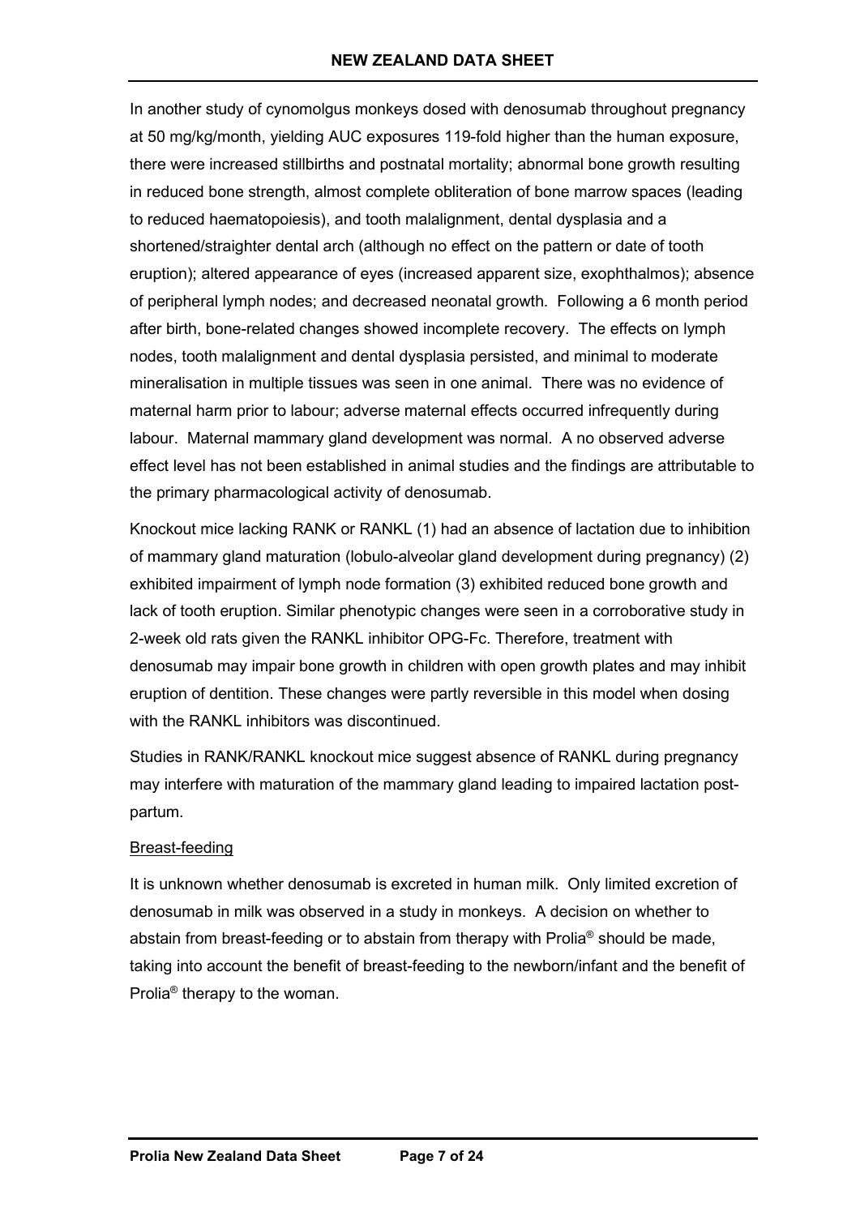In another study of cynomolgus monkeys dosed with denosumab throughout pregnancy at 50 mg/kg/month, yielding AUC exposures 119-fold higher than the human exposure, there were increased stillbirths and postnatal mortality; abnormal bone growth resulting in reduced bone strength, almost complete obliteration of bone marrow spaces (leading to reduced haematopoiesis), and tooth malalignment, dental dysplasia and a shortened/straighter dental arch (although no effect on the pattern or date of tooth eruption); altered appearance of eyes (increased apparent size, exophthalmos); absence of peripheral lymph nodes; and decreased neonatal growth. Following a 6 month period after birth, bone-related changes showed incomplete recovery. The effects on lymph nodes, tooth malalignment and dental dysplasia persisted, and minimal to moderate mineralisation in multiple tissues was seen in one animal. There was no evidence of maternal harm prior to labour; adverse maternal effects occurred infrequently during labour. Maternal mammary gland development was normal. A no observed adverse effect level has not been established in animal studies and the findings are attributable to the primary pharmacological activity of denosumab.

Knockout mice lacking RANK or RANKL (1) had an absence of lactation due to inhibition of mammary gland maturation (lobulo-alveolar gland development during pregnancy) (2) exhibited impairment of lymph node formation (3) exhibited reduced bone growth and lack of tooth eruption. Similar phenotypic changes were seen in a corroborative study in 2-week old rats given the RANKL inhibitor OPG-Fc. Therefore, treatment with denosumab may impair bone growth in children with open growth plates and may inhibit eruption of dentition. These changes were partly reversible in this model when dosing with the RANKL inhibitors was discontinued.

Studies in RANK/RANKL knockout mice suggest absence of RANKL during pregnancy may interfere with maturation of the mammary gland leading to impaired lactation post-partum.

Breast-feeding

It is unknown whether denosumab is excreted in human milk. Only limited excretion of denosumab in milk was observed in a study in monkeys. A decision on whether to abstain from breast-feeding or to abstain from therapy with Prolia® should be made, taking into account the benefit of breast-feeding to the newborn/infant and the benefit of Prolia® therapy to the woman.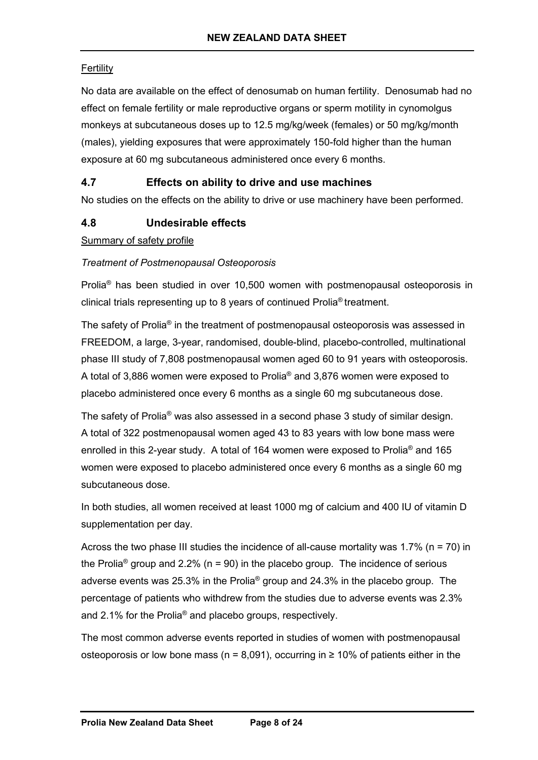Fertility

No data are available on the effect of denosumab on human fertility. Denosumab had no effect on female fertility or male reproductive organs or sperm motility in cynomolgus monkeys at subcutaneous doses up to 12.5 mg/kg/week (females) or 50 mg/kg/month (males), yielding exposures that were approximately 150-fold higher than the human exposure at 60 mg subcutaneous administered once every 6 months.

## 4.7 Effects on ability to drive and use machines

No studies on the effects on the ability to drive or use machinery have been performed.

## 4.8 Undesirable effects

Summary of safety profile

*Treatment of Postmenopausal Osteoporosis*

Prolia® has been studied in over 10,500 women with postmenopausal osteoporosis in clinical trials representing up to 8 years of continued Prolia® treatment.

The safety of Prolia® in the treatment of postmenopausal osteoporosis was assessed in FREEDOM, a large, 3-year, randomised, double-blind, placebo-controlled, multinational phase III study of 7,808 postmenopausal women aged 60 to 91 years with osteoporosis. A total of 3,886 women were exposed to Prolia® and 3,876 women were exposed to placebo administered once every 6 months as a single 60 mg subcutaneous dose.

The safety of Prolia® was also assessed in a second phase 3 study of similar design. A total of 322 postmenopausal women aged 43 to 83 years with low bone mass were enrolled in this 2-year study. A total of 164 women were exposed to Prolia® and 165 women were exposed to placebo administered once every 6 months as a single 60 mg subcutaneous dose.

In both studies, all women received at least 1000 mg of calcium and 400 IU of vitamin D supplementation per day.

Across the two phase III studies the incidence of all-cause mortality was 1.7% (n = 70) in the Prolia® group and 2.2% (n = 90) in the placebo group. The incidence of serious adverse events was 25.3% in the Prolia® group and 24.3% in the placebo group. The percentage of patients who withdrew from the studies due to adverse events was 2.3% and 2.1% for the Prolia® and placebo groups, respectively.

The most common adverse events reported in studies of women with postmenopausal osteoporosis or low bone mass (n = 8,091), occurring in ≥ 10% of patients either in the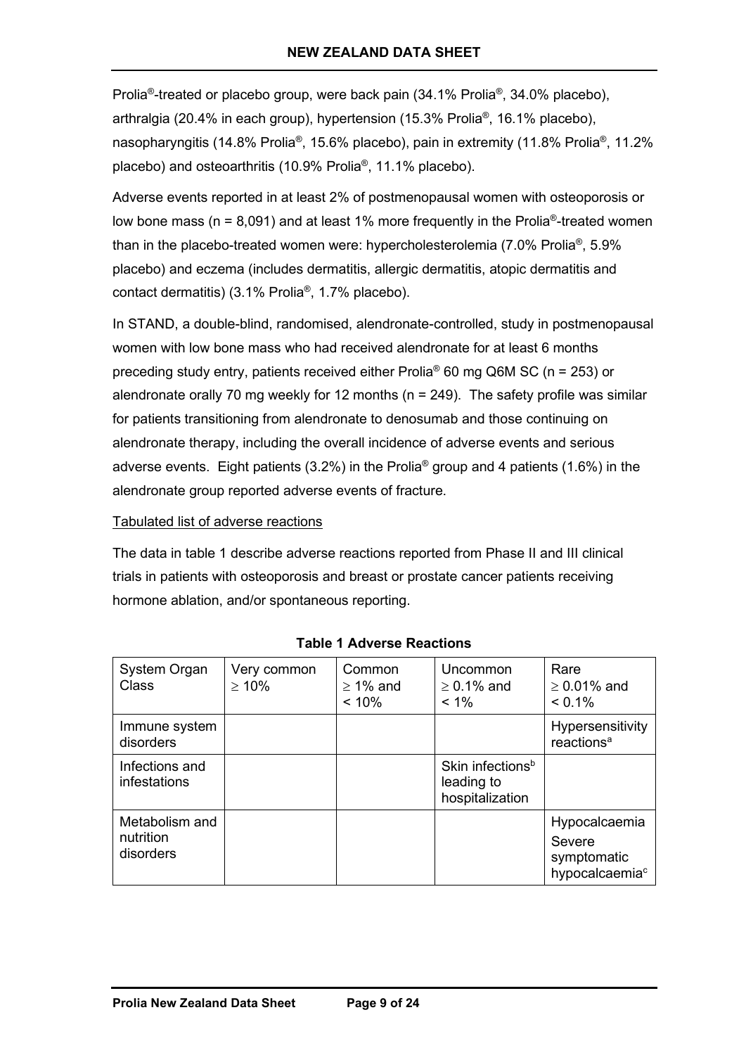Prolia®-treated or placebo group, were back pain (34.1% Prolia®, 34.0% placebo), arthralgia (20.4% in each group), hypertension (15.3% Prolia®, 16.1% placebo), nasopharyngitis (14.8% Prolia®, 15.6% placebo), pain in extremity (11.8% Prolia®, 11.2% placebo) and osteoarthritis (10.9% Prolia®, 11.1% placebo).

Adverse events reported in at least 2% of postmenopausal women with osteoporosis or low bone mass (n = 8,091) and at least 1% more frequently in the Prolia®-treated women than in the placebo-treated women were: hypercholesterolemia (7.0% Prolia®, 5.9% placebo) and eczema (includes dermatitis, allergic dermatitis, atopic dermatitis and contact dermatitis) (3.1% Prolia®, 1.7% placebo).

In STAND, a double-blind, randomised, alendronate-controlled, study in postmenopausal women with low bone mass who had received alendronate for at least 6 months preceding study entry, patients received either Prolia® 60 mg Q6M SC (n = 253) or alendronate orally 70 mg weekly for 12 months (n = 249). The safety profile was similar for patients transitioning from alendronate to denosumab and those continuing on alendronate therapy, including the overall incidence of adverse events and serious adverse events. Eight patients (3.2%) in the Prolia® group and 4 patients (1.6%) in the alendronate group reported adverse events of fracture.

<u>Tabulated list of adverse reactions</u>

The data in table 1 describe adverse reactions reported from Phase II and III clinical trials in patients with osteoporosis and breast or prostate cancer patients receiving hormone ablation, and/or spontaneous reporting.

**Table 1 Adverse Reactions**

| System Organ Class | Very common ≥ 10% | Common ≥ 1% and < 10% | Uncommon ≥ 0.1% and < 1% | Rare ≥ 0.01% and < 0.1% |
|---|---|---|---|---|
| Immune system disorders | | | | Hypersensitivity reactions[a] |
| Infections and infestations | | | Skin infections[b] leading to hospitalization | |
| Metabolism and nutrition disorders | | | | Hypocalcaemia<br>Severe symptomatic hypocalcaemia[c] |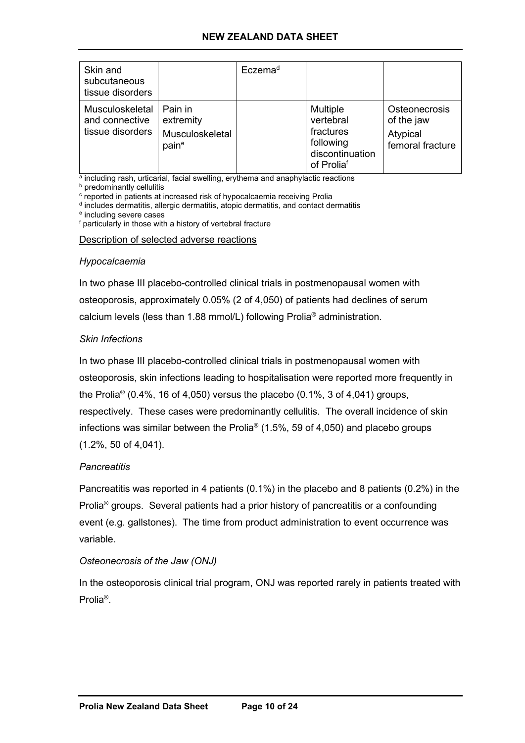| Skin and subcutaneous tissue disorders | | Eczema[d] | | |
|---|---|---|---|---|
| Musculoskeletal and connective tissue disorders | Pain in extremity<br>Musculoskeletal pain[e] | | Multiple vertebral fractures following discontinuation of Prolia[f] | Osteonecrosis of the jaw<br>Atypical femoral fracture |

[a] including rash, urticarial, facial swelling, erythema and anaphylactic reactions
[b] predominantly cellulitis
[c] reported in patients at increased risk of hypocalcaemia receiving Prolia
[d] includes dermatitis, allergic dermatitis, atopic dermatitis, and contact dermatitis
[e] including severe cases
[f] particularly in those with a history of vertebral fracture

Description of selected adverse reactions

*Hypocalcaemia*

In two phase III placebo-controlled clinical trials in postmenopausal women with osteoporosis, approximately 0.05% (2 of 4,050) of patients had declines of serum calcium levels (less than 1.88 mmol/L) following Prolia® administration.

*Skin Infections*

In two phase III placebo-controlled clinical trials in postmenopausal women with osteoporosis, skin infections leading to hospitalisation were reported more frequently in the Prolia® (0.4%, 16 of 4,050) versus the placebo (0.1%, 3 of 4,041) groups, respectively. These cases were predominantly cellulitis. The overall incidence of skin infections was similar between the Prolia® (1.5%, 59 of 4,050) and placebo groups (1.2%, 50 of 4,041).

*Pancreatitis*

Pancreatitis was reported in 4 patients (0.1%) in the placebo and 8 patients (0.2%) in the Prolia® groups. Several patients had a prior history of pancreatitis or a confounding event (e.g. gallstones). The time from product administration to event occurrence was variable.

*Osteonecrosis of the Jaw (ONJ)*

In the osteoporosis clinical trial program, ONJ was reported rarely in patients treated with Prolia®.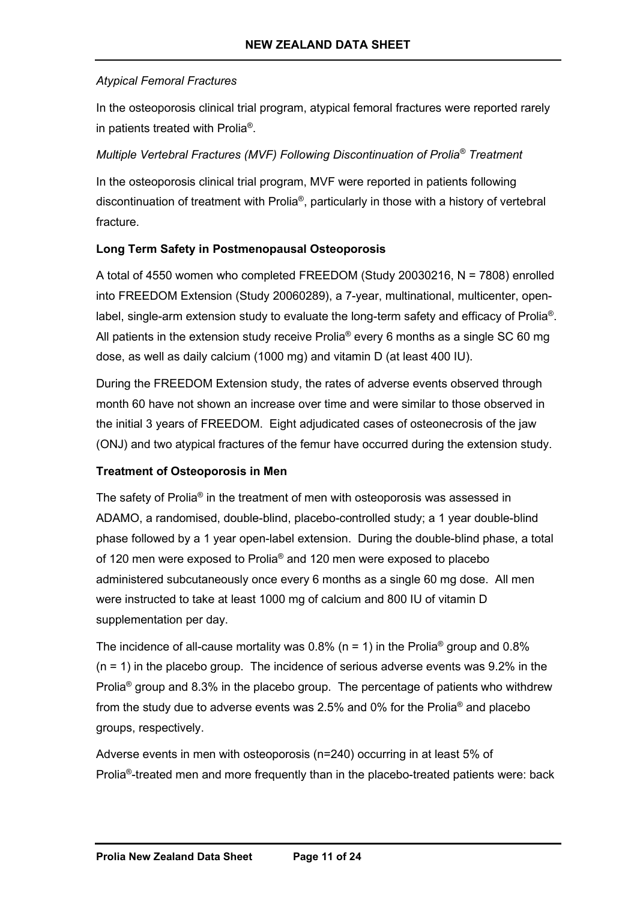*Atypical Femoral Fractures*

In the osteoporosis clinical trial program, atypical femoral fractures were reported rarely in patients treated with Prolia®.

*Multiple Vertebral Fractures (MVF) Following Discontinuation of Prolia® Treatment*

In the osteoporosis clinical trial program, MVF were reported in patients following discontinuation of treatment with Prolia®, particularly in those with a history of vertebral fracture.

**Long Term Safety in Postmenopausal Osteoporosis**

A total of 4550 women who completed FREEDOM (Study 20030216, N = 7808) enrolled into FREEDOM Extension (Study 20060289), a 7-year, multinational, multicenter, open-label, single-arm extension study to evaluate the long-term safety and efficacy of Prolia®. All patients in the extension study receive Prolia® every 6 months as a single SC 60 mg dose, as well as daily calcium (1000 mg) and vitamin D (at least 400 IU).

During the FREEDOM Extension study, the rates of adverse events observed through month 60 have not shown an increase over time and were similar to those observed in the initial 3 years of FREEDOM. Eight adjudicated cases of osteonecrosis of the jaw (ONJ) and two atypical fractures of the femur have occurred during the extension study.

**Treatment of Osteoporosis in Men**

The safety of Prolia® in the treatment of men with osteoporosis was assessed in ADAMO, a randomised, double-blind, placebo-controlled study; a 1 year double-blind phase followed by a 1 year open-label extension. During the double-blind phase, a total of 120 men were exposed to Prolia® and 120 men were exposed to placebo administered subcutaneously once every 6 months as a single 60 mg dose. All men were instructed to take at least 1000 mg of calcium and 800 IU of vitamin D supplementation per day.

The incidence of all-cause mortality was 0.8% (n = 1) in the Prolia® group and 0.8% (n = 1) in the placebo group. The incidence of serious adverse events was 9.2% in the Prolia® group and 8.3% in the placebo group. The percentage of patients who withdrew from the study due to adverse events was 2.5% and 0% for the Prolia® and placebo groups, respectively.

Adverse events in men with osteoporosis (n=240) occurring in at least 5% of Prolia®-treated men and more frequently than in the placebo-treated patients were: back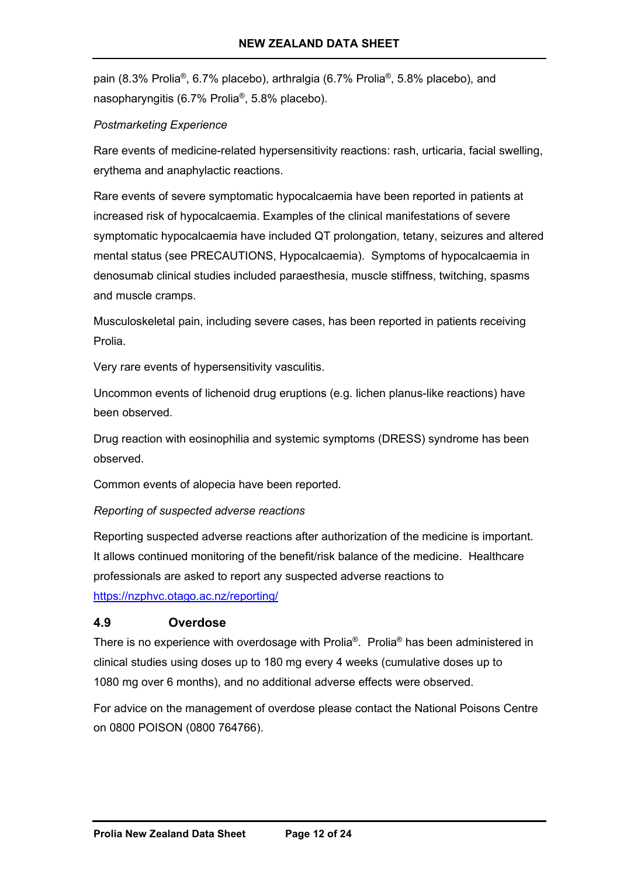pain (8.3% Prolia®, 6.7% placebo), arthralgia (6.7% Prolia®, 5.8% placebo), and nasopharyngitis (6.7% Prolia®, 5.8% placebo).

*Postmarketing Experience*

Rare events of medicine-related hypersensitivity reactions: rash, urticaria, facial swelling, erythema and anaphylactic reactions.

Rare events of severe symptomatic hypocalcaemia have been reported in patients at increased risk of hypocalcaemia. Examples of the clinical manifestations of severe symptomatic hypocalcaemia have included QT prolongation, tetany, seizures and altered mental status (see PRECAUTIONS, Hypocalcaemia). Symptoms of hypocalcaemia in denosumab clinical studies included paraesthesia, muscle stiffness, twitching, spasms and muscle cramps.

Musculoskeletal pain, including severe cases, has been reported in patients receiving Prolia.

Very rare events of hypersensitivity vasculitis.

Uncommon events of lichenoid drug eruptions (e.g. lichen planus-like reactions) have been observed.

Drug reaction with eosinophilia and systemic symptoms (DRESS) syndrome has been observed.

Common events of alopecia have been reported.

*Reporting of suspected adverse reactions*

Reporting suspected adverse reactions after authorization of the medicine is important. It allows continued monitoring of the benefit/risk balance of the medicine. Healthcare professionals are asked to report any suspected adverse reactions to https://nzphvc.otago.ac.nz/reporting/

## 4.9 Overdose

There is no experience with overdosage with Prolia®. Prolia® has been administered in clinical studies using doses up to 180 mg every 4 weeks (cumulative doses up to 1080 mg over 6 months), and no additional adverse effects were observed.

For advice on the management of overdose please contact the National Poisons Centre on 0800 POISON (0800 764766).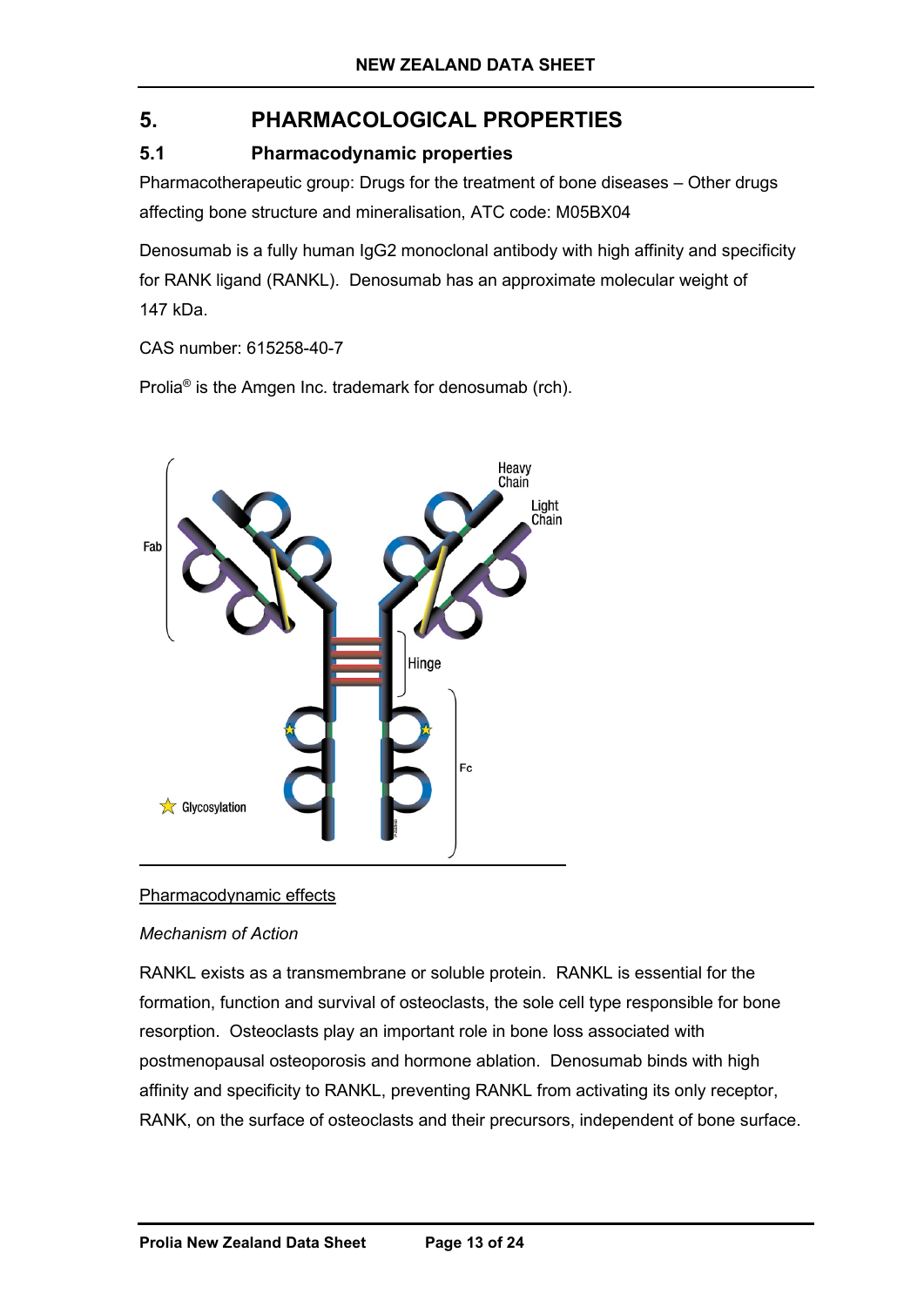# 5. PHARMACOLOGICAL PROPERTIES

## 5.1 Pharmacodynamic properties

Pharmacotherapeutic group: Drugs for the treatment of bone diseases – Other drugs affecting bone structure and mineralisation, ATC code: M05BX04

Denosumab is a fully human IgG2 monoclonal antibody with high affinity and specificity for RANK ligand (RANKL). Denosumab has an approximate molecular weight of 147 kDa.

CAS number: 615258-40-7

Prolia® is the Amgen Inc. trademark for denosumab (rch).

Pharmacodynamic effects

*Mechanism of Action*

RANKL exists as a transmembrane or soluble protein. RANKL is essential for the formation, function and survival of osteoclasts, the sole cell type responsible for bone resorption. Osteoclasts play an important role in bone loss associated with postmenopausal osteoporosis and hormone ablation. Denosumab binds with high affinity and specificity to RANKL, preventing RANKL from activating its only receptor, RANK, on the surface of osteoclasts and their precursors, independent of bone surface.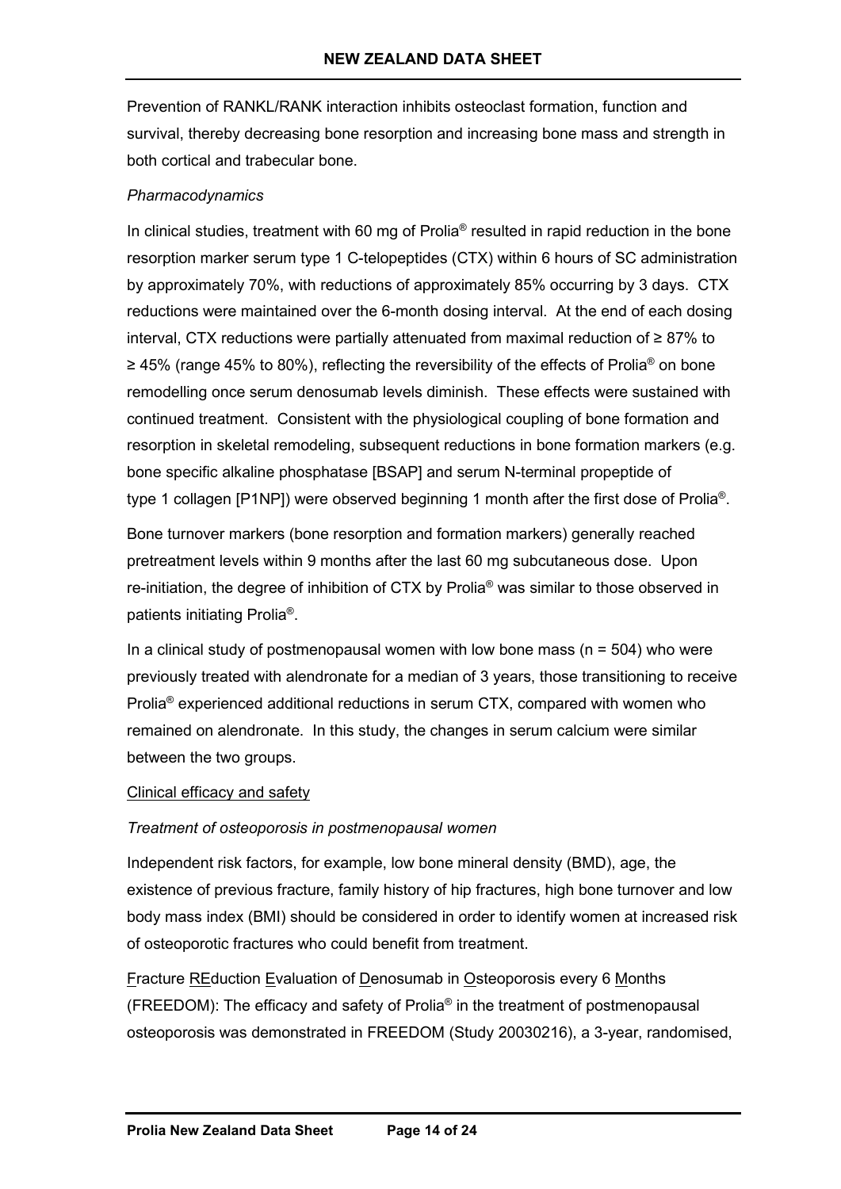Prevention of RANKL/RANK interaction inhibits osteoclast formation, function and survival, thereby decreasing bone resorption and increasing bone mass and strength in both cortical and trabecular bone.

*Pharmacodynamics*

In clinical studies, treatment with 60 mg of Prolia® resulted in rapid reduction in the bone resorption marker serum type 1 C-telopeptides (CTX) within 6 hours of SC administration by approximately 70%, with reductions of approximately 85% occurring by 3 days. CTX reductions were maintained over the 6-month dosing interval. At the end of each dosing interval, CTX reductions were partially attenuated from maximal reduction of ≥ 87% to ≥ 45% (range 45% to 80%), reflecting the reversibility of the effects of Prolia® on bone remodelling once serum denosumab levels diminish. These effects were sustained with continued treatment. Consistent with the physiological coupling of bone formation and resorption in skeletal remodeling, subsequent reductions in bone formation markers (e.g. bone specific alkaline phosphatase [BSAP] and serum N-terminal propeptide of type 1 collagen [P1NP]) were observed beginning 1 month after the first dose of Prolia®.

Bone turnover markers (bone resorption and formation markers) generally reached pretreatment levels within 9 months after the last 60 mg subcutaneous dose. Upon re-initiation, the degree of inhibition of CTX by Prolia® was similar to those observed in patients initiating Prolia®.

In a clinical study of postmenopausal women with low bone mass (n = 504) who were previously treated with alendronate for a median of 3 years, those transitioning to receive Prolia® experienced additional reductions in serum CTX, compared with women who remained on alendronate. In this study, the changes in serum calcium were similar between the two groups.

Clinical efficacy and safety

*Treatment of osteoporosis in postmenopausal women*

Independent risk factors, for example, low bone mineral density (BMD), age, the existence of previous fracture, family history of hip fractures, high bone turnover and low body mass index (BMI) should be considered in order to identify women at increased risk of osteoporotic fractures who could benefit from treatment.

Fracture REduction Evaluation of Denosumab in Osteoporosis every 6 Months (FREEDOM): The efficacy and safety of Prolia® in the treatment of postmenopausal osteoporosis was demonstrated in FREEDOM (Study 20030216), a 3-year, randomised,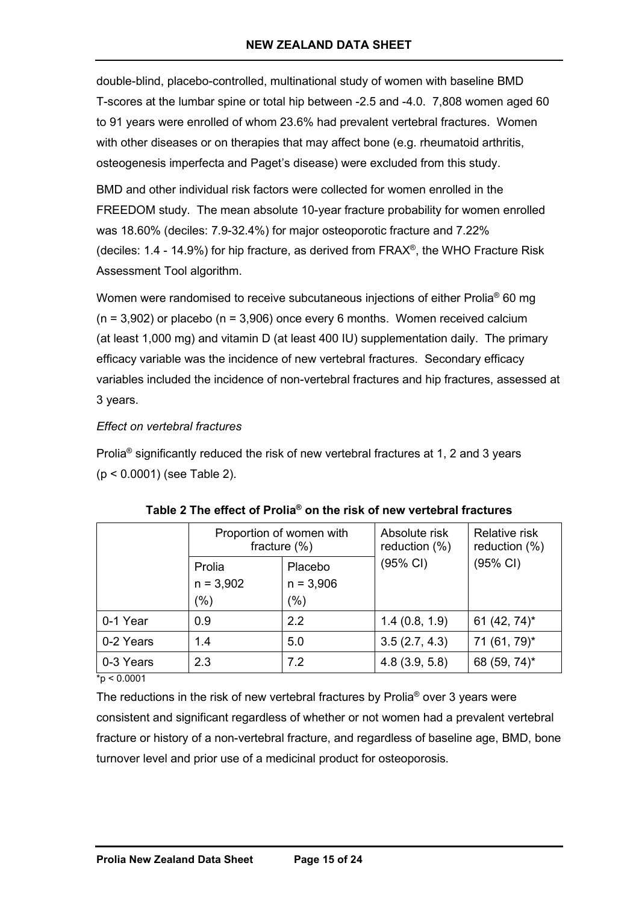double-blind, placebo-controlled, multinational study of women with baseline BMD T-scores at the lumbar spine or total hip between -2.5 and -4.0. 7,808 women aged 60 to 91 years were enrolled of whom 23.6% had prevalent vertebral fractures. Women with other diseases or on therapies that may affect bone (e.g. rheumatoid arthritis, osteogenesis imperfecta and Paget's disease) were excluded from this study.

BMD and other individual risk factors were collected for women enrolled in the FREEDOM study. The mean absolute 10-year fracture probability for women enrolled was 18.60% (deciles: 7.9-32.4%) for major osteoporotic fracture and 7.22% (deciles: 1.4 - 14.9%) for hip fracture, as derived from FRAX®, the WHO Fracture Risk Assessment Tool algorithm.

Women were randomised to receive subcutaneous injections of either Prolia® 60 mg (n = 3,902) or placebo (n = 3,906) once every 6 months. Women received calcium (at least 1,000 mg) and vitamin D (at least 400 IU) supplementation daily. The primary efficacy variable was the incidence of new vertebral fractures. Secondary efficacy variables included the incidence of non-vertebral fractures and hip fractures, assessed at 3 years.

*Effect on vertebral fractures*

Prolia® significantly reduced the risk of new vertebral fractures at 1, 2 and 3 years ($p < 0.0001$) (see Table 2).

**Table 2 The effect of Prolia® on the risk of new vertebral fractures**

| | Proportion of women with fracture (%) | | Absolute risk reduction (%) (95% CI) | Relative risk reduction (%) (95% CI) |
|---|---|---|---|---|
| | Prolia n = 3,902 (%) | Placebo n = 3,906 (%) | | |
| 0-1 Year | 0.9 | 2.2 | 1.4 (0.8, 1.9) | 61 (42, 74)* |
| 0-2 Years | 1.4 | 5.0 | 3.5 (2.7, 4.3) | 71 (61, 79)* |
| 0-3 Years | 2.3 | 7.2 | 4.8 (3.9, 5.8) | 68 (59, 74)* |

*$p < 0.0001$

The reductions in the risk of new vertebral fractures by Prolia® over 3 years were consistent and significant regardless of whether or not women had a prevalent vertebral fracture or history of a non-vertebral fracture, and regardless of baseline age, BMD, bone turnover level and prior use of a medicinal product for osteoporosis.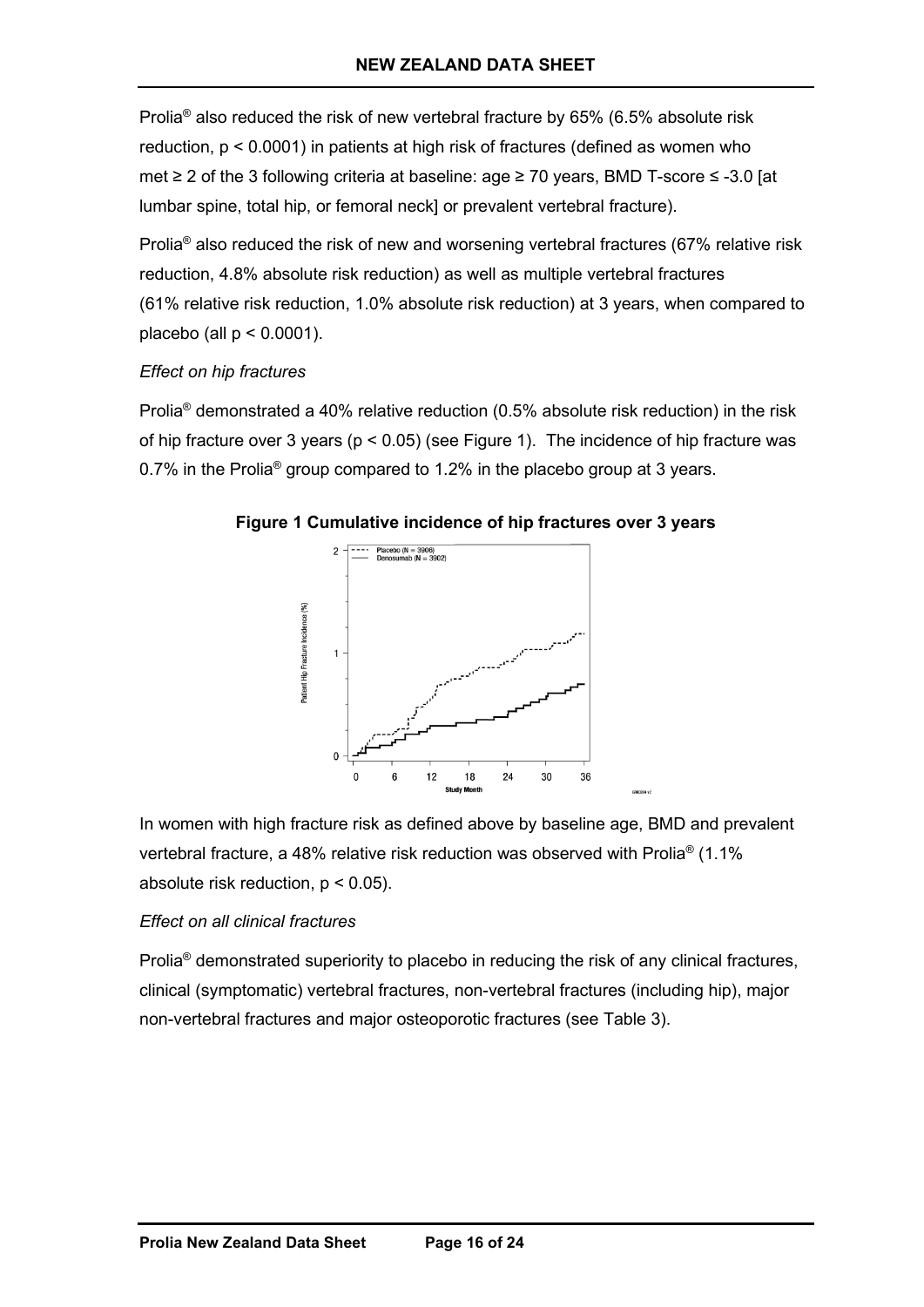Prolia® also reduced the risk of new vertebral fracture by 65% (6.5% absolute risk reduction, $p < 0.0001$) in patients at high risk of fractures (defined as women who met ≥ 2 of the 3 following criteria at baseline: age ≥ 70 years, BMD T-score ≤ -3.0 [at lumbar spine, total hip, or femoral neck] or prevalent vertebral fracture).

Prolia® also reduced the risk of new and worsening vertebral fractures (67% relative risk reduction, 4.8% absolute risk reduction) as well as multiple vertebral fractures (61% relative risk reduction, 1.0% absolute risk reduction) at 3 years, when compared to placebo (all $p < 0.0001$).

*Effect on hip fractures*

Prolia® demonstrated a 40% relative reduction (0.5% absolute risk reduction) in the risk of hip fracture over 3 years ($p < 0.05$) (see Figure 1). The incidence of hip fracture was 0.7% in the Prolia® group compared to 1.2% in the placebo group at 3 years.

**Figure 1 Cumulative incidence of hip fractures over 3 years**

In women with high fracture risk as defined above by baseline age, BMD and prevalent vertebral fracture, a 48% relative risk reduction was observed with Prolia® (1.1% absolute risk reduction, $p < 0.05$).

*Effect on all clinical fractures*

Prolia® demonstrated superiority to placebo in reducing the risk of any clinical fractures, clinical (symptomatic) vertebral fractures, non-vertebral fractures (including hip), major non-vertebral fractures and major osteoporotic fractures (see Table 3).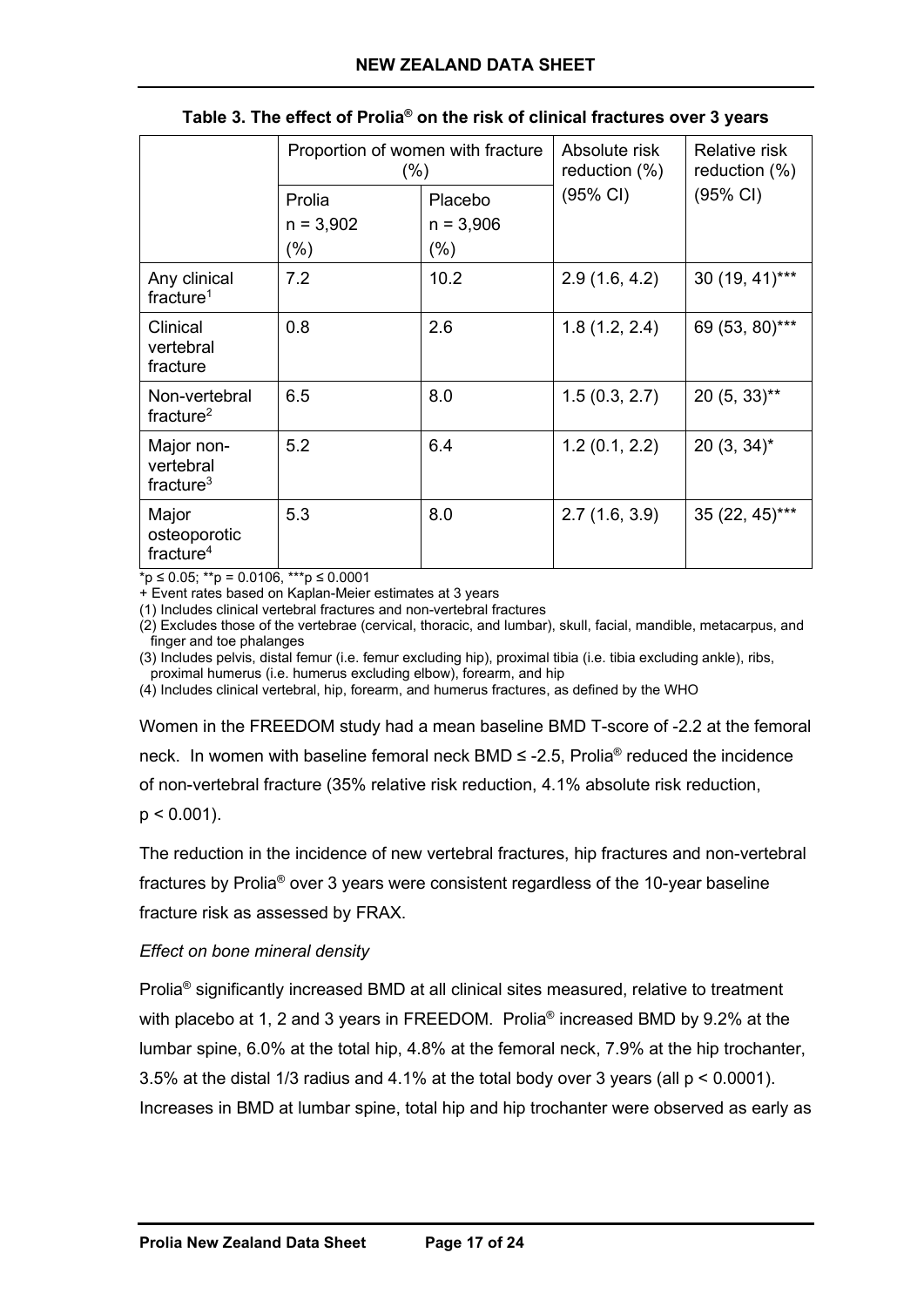**Table 3. The effect of Prolia® on the risk of clinical fractures over 3 years**

| | Proportion of women with fracture (%) | | Absolute risk reduction (%) (95% CI) | Relative risk reduction (%) (95% CI) |
|---|---|---|---|---|
| | Prolia n = 3,902 (%) | Placebo n = 3,906 (%) | | |
| Any clinical fracture[1] | 7.2 | 10.2 | 2.9 (1.6, 4.2) | 30 (19, 41)*** |
| Clinical vertebral fracture | 0.8 | 2.6 | 1.8 (1.2, 2.4) | 69 (53, 80)*** |
| Non-vertebral fracture[2] | 6.5 | 8.0 | 1.5 (0.3, 2.7) | 20 (5, 33)** |
| Major non-vertebral fracture[3] | 5.2 | 6.4 | 1.2 (0.1, 2.2) | 20 (3, 34)* |
| Major osteoporotic fracture[4] | 5.3 | 8.0 | 2.7 (1.6, 3.9) | 35 (22, 45)*** |

*$p \leq 0.05$; **$p = 0.0106$, ***$p \leq 0.0001$

+ Event rates based on Kaplan-Meier estimates at 3 years

(1) Includes clinical vertebral fractures and non-vertebral fractures

(2) Excludes those of the vertebrae (cervical, thoracic, and lumbar), skull, facial, mandible, metacarpus, and finger and toe phalanges

(3) Includes pelvis, distal femur (i.e. femur excluding hip), proximal tibia (i.e. tibia excluding ankle), ribs, proximal humerus (i.e. humerus excluding elbow), forearm, and hip

(4) Includes clinical vertebral, hip, forearm, and humerus fractures, as defined by the WHO

Women in the FREEDOM study had a mean baseline BMD T-score of -2.2 at the femoral neck. In women with baseline femoral neck BMD ≤ -2.5, Prolia® reduced the incidence of non-vertebral fracture (35% relative risk reduction, 4.1% absolute risk reduction, $p < 0.001$).

The reduction in the incidence of new vertebral fractures, hip fractures and non-vertebral fractures by Prolia® over 3 years were consistent regardless of the 10-year baseline fracture risk as assessed by FRAX.

*Effect on bone mineral density*

Prolia® significantly increased BMD at all clinical sites measured, relative to treatment with placebo at 1, 2 and 3 years in FREEDOM. Prolia® increased BMD by 9.2% at the lumbar spine, 6.0% at the total hip, 4.8% at the femoral neck, 7.9% at the hip trochanter, 3.5% at the distal 1/3 radius and 4.1% at the total body over 3 years (all $p < 0.0001$). Increases in BMD at lumbar spine, total hip and hip trochanter were observed as early as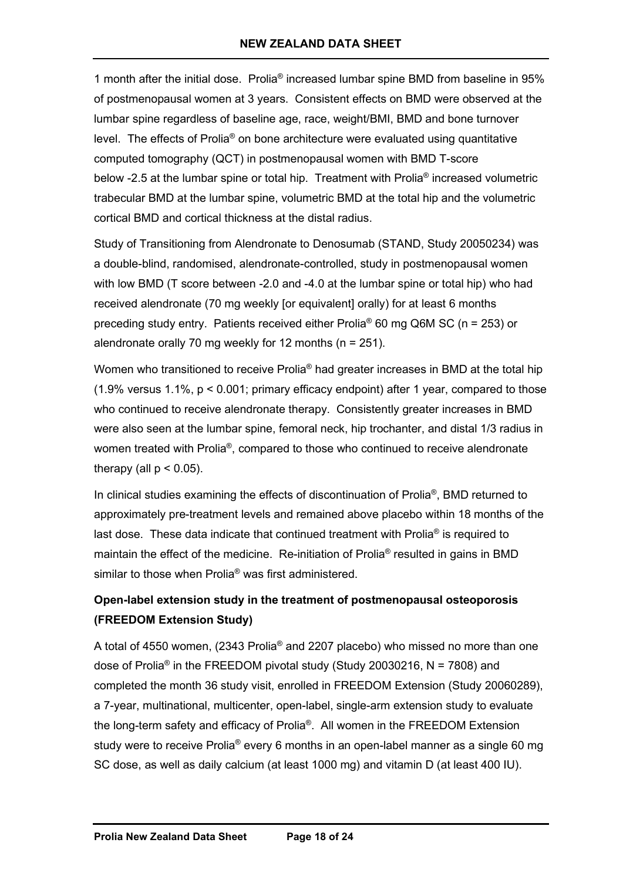1 month after the initial dose. Prolia® increased lumbar spine BMD from baseline in 95% of postmenopausal women at 3 years. Consistent effects on BMD were observed at the lumbar spine regardless of baseline age, race, weight/BMI, BMD and bone turnover level. The effects of Prolia® on bone architecture were evaluated using quantitative computed tomography (QCT) in postmenopausal women with BMD T-score below -2.5 at the lumbar spine or total hip. Treatment with Prolia® increased volumetric trabecular BMD at the lumbar spine, volumetric BMD at the total hip and the volumetric cortical BMD and cortical thickness at the distal radius.

Study of Transitioning from Alendronate to Denosumab (STAND, Study 20050234) was a double-blind, randomised, alendronate-controlled, study in postmenopausal women with low BMD (T score between -2.0 and -4.0 at the lumbar spine or total hip) who had received alendronate (70 mg weekly [or equivalent] orally) for at least 6 months preceding study entry. Patients received either Prolia® 60 mg Q6M SC (n = 253) or alendronate orally 70 mg weekly for 12 months (n = 251).

Women who transitioned to receive Prolia® had greater increases in BMD at the total hip (1.9% versus 1.1%, $p < 0.001$; primary efficacy endpoint) after 1 year, compared to those who continued to receive alendronate therapy. Consistently greater increases in BMD were also seen at the lumbar spine, femoral neck, hip trochanter, and distal 1/3 radius in women treated with Prolia®, compared to those who continued to receive alendronate therapy (all $p < 0.05$).

In clinical studies examining the effects of discontinuation of Prolia®, BMD returned to approximately pre-treatment levels and remained above placebo within 18 months of the last dose. These data indicate that continued treatment with Prolia® is required to maintain the effect of the medicine. Re-initiation of Prolia® resulted in gains in BMD similar to those when Prolia® was first administered.

**Open-label extension study in the treatment of postmenopausal osteoporosis (FREEDOM Extension Study)**

A total of 4550 women, (2343 Prolia® and 2207 placebo) who missed no more than one dose of Prolia® in the FREEDOM pivotal study (Study 20030216, N = 7808) and completed the month 36 study visit, enrolled in FREEDOM Extension (Study 20060289), a 7-year, multinational, multicenter, open-label, single-arm extension study to evaluate the long-term safety and efficacy of Prolia®. All women in the FREEDOM Extension study were to receive Prolia® every 6 months in an open-label manner as a single 60 mg SC dose, as well as daily calcium (at least 1000 mg) and vitamin D (at least 400 IU).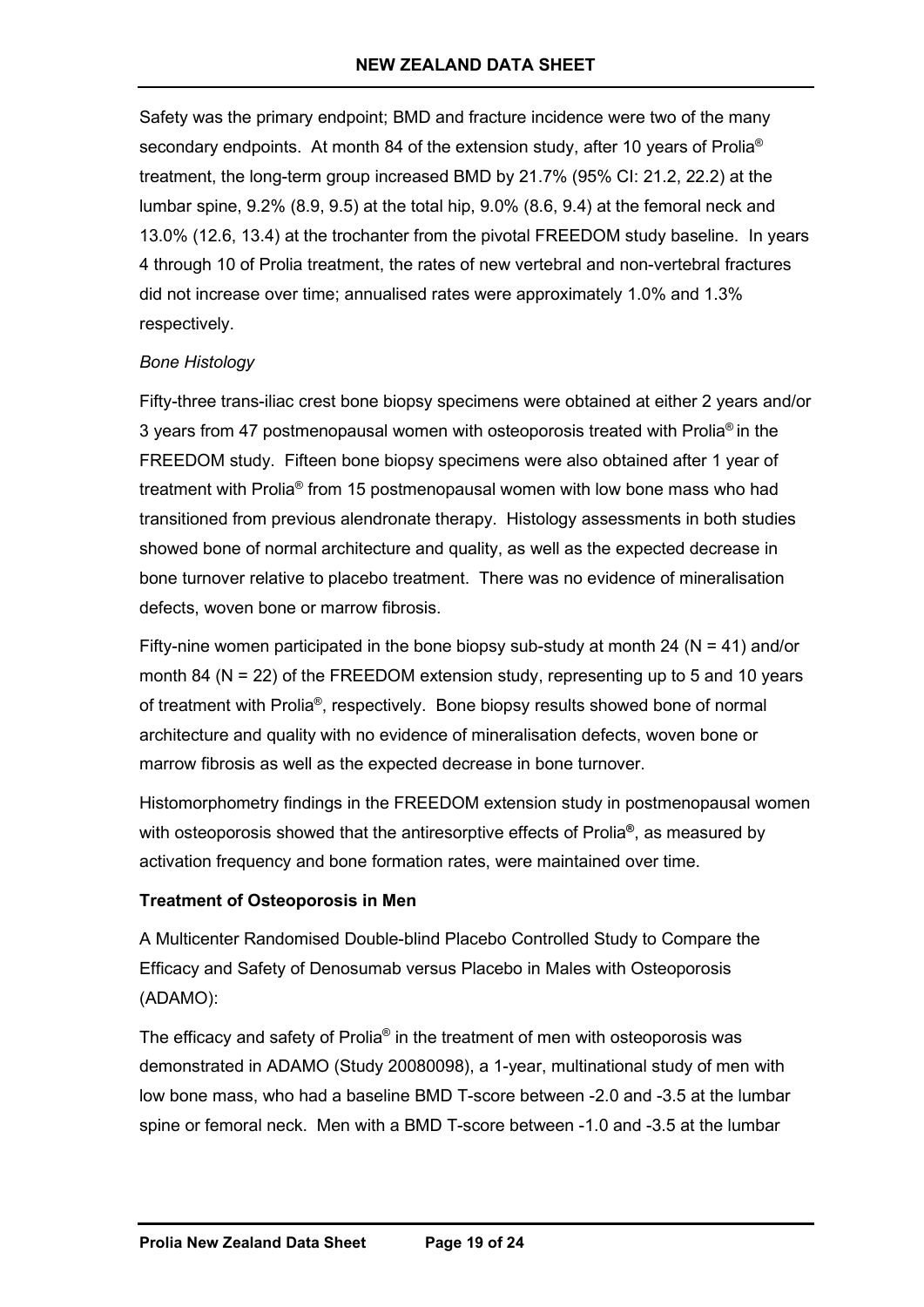Safety was the primary endpoint; BMD and fracture incidence were two of the many secondary endpoints. At month 84 of the extension study, after 10 years of Prolia® treatment, the long-term group increased BMD by 21.7% (95% CI: 21.2, 22.2) at the lumbar spine, 9.2% (8.9, 9.5) at the total hip, 9.0% (8.6, 9.4) at the femoral neck and 13.0% (12.6, 13.4) at the trochanter from the pivotal FREEDOM study baseline. In years 4 through 10 of Prolia treatment, the rates of new vertebral and non-vertebral fractures did not increase over time; annualised rates were approximately 1.0% and 1.3% respectively.

*Bone Histology*

Fifty-three trans-iliac crest bone biopsy specimens were obtained at either 2 years and/or 3 years from 47 postmenopausal women with osteoporosis treated with Prolia® in the FREEDOM study. Fifteen bone biopsy specimens were also obtained after 1 year of treatment with Prolia® from 15 postmenopausal women with low bone mass who had transitioned from previous alendronate therapy. Histology assessments in both studies showed bone of normal architecture and quality, as well as the expected decrease in bone turnover relative to placebo treatment. There was no evidence of mineralisation defects, woven bone or marrow fibrosis.

Fifty-nine women participated in the bone biopsy sub-study at month 24 (N = 41) and/or month 84 (N = 22) of the FREEDOM extension study, representing up to 5 and 10 years of treatment with Prolia®, respectively. Bone biopsy results showed bone of normal architecture and quality with no evidence of mineralisation defects, woven bone or marrow fibrosis as well as the expected decrease in bone turnover.

Histomorphometry findings in the FREEDOM extension study in postmenopausal women with osteoporosis showed that the antiresorptive effects of Prolia®, as measured by activation frequency and bone formation rates, were maintained over time.

**Treatment of Osteoporosis in Men**

A Multicenter Randomised Double-blind Placebo Controlled Study to Compare the Efficacy and Safety of Denosumab versus Placebo in Males with Osteoporosis (ADAMO):

The efficacy and safety of Prolia® in the treatment of men with osteoporosis was demonstrated in ADAMO (Study 20080098), a 1-year, multinational study of men with low bone mass, who had a baseline BMD T-score between -2.0 and -3.5 at the lumbar spine or femoral neck. Men with a BMD T-score between -1.0 and -3.5 at the lumbar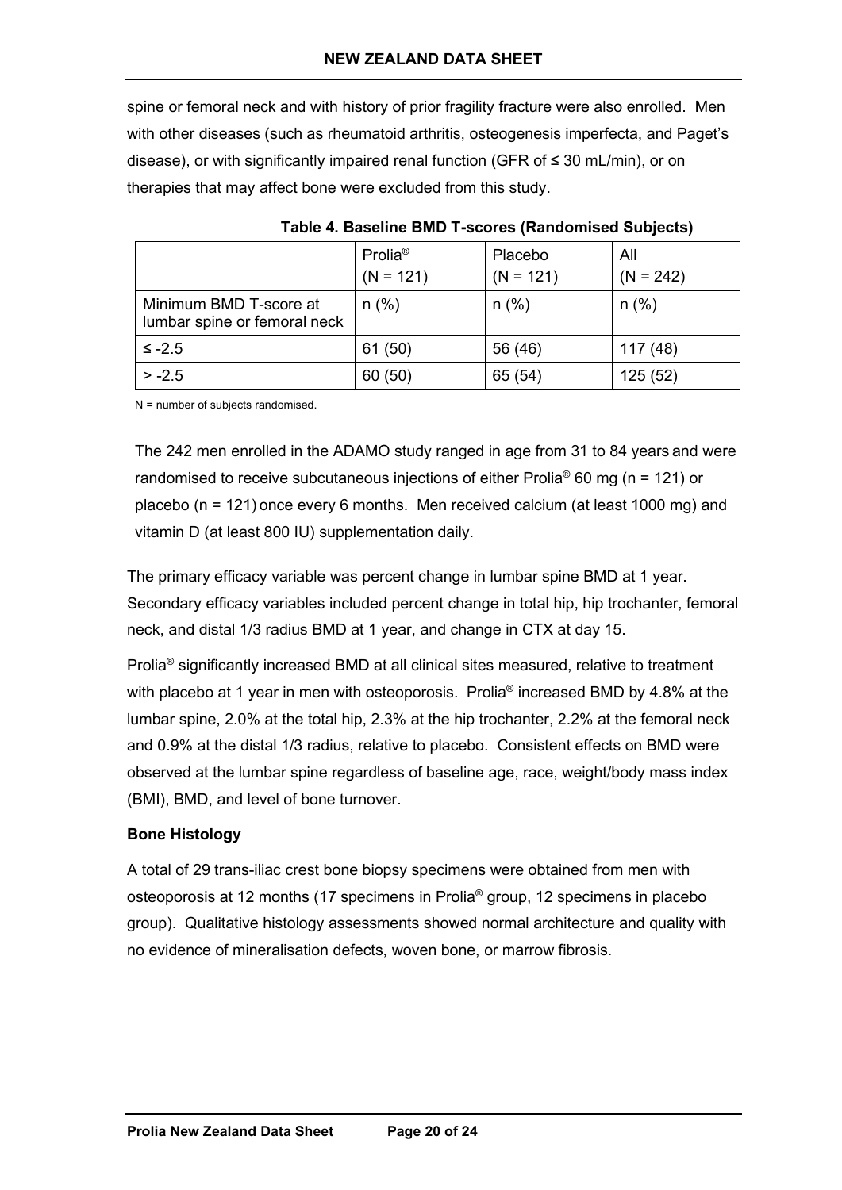spine or femoral neck and with history of prior fragility fracture were also enrolled. Men with other diseases (such as rheumatoid arthritis, osteogenesis imperfecta, and Paget's disease), or with significantly impaired renal function (GFR of ≤ 30 mL/min), or on therapies that may affect bone were excluded from this study.

**Table 4. Baseline BMD T-scores (Randomised Subjects)**

| | Prolia® (N = 121) | Placebo (N = 121) | All (N = 242) |
|---|---|---|---|
| Minimum BMD T-score at lumbar spine or femoral neck | n (%) | n (%) | n (%) |
| ≤ -2.5 | 61 (50) | 56 (46) | 117 (48) |
| > -2.5 | 60 (50) | 65 (54) | 125 (52) |

N = number of subjects randomised.

The 242 men enrolled in the ADAMO study ranged in age from 31 to 84 years and were randomised to receive subcutaneous injections of either Prolia® 60 mg (n = 121) or placebo (n = 121) once every 6 months. Men received calcium (at least 1000 mg) and vitamin D (at least 800 IU) supplementation daily.

The primary efficacy variable was percent change in lumbar spine BMD at 1 year. Secondary efficacy variables included percent change in total hip, hip trochanter, femoral neck, and distal 1/3 radius BMD at 1 year, and change in CTX at day 15.

Prolia® significantly increased BMD at all clinical sites measured, relative to treatment with placebo at 1 year in men with osteoporosis. Prolia® increased BMD by 4.8% at the lumbar spine, 2.0% at the total hip, 2.3% at the hip trochanter, 2.2% at the femoral neck and 0.9% at the distal 1/3 radius, relative to placebo. Consistent effects on BMD were observed at the lumbar spine regardless of baseline age, race, weight/body mass index (BMI), BMD, and level of bone turnover.

**Bone Histology**

A total of 29 trans-iliac crest bone biopsy specimens were obtained from men with osteoporosis at 12 months (17 specimens in Prolia® group, 12 specimens in placebo group). Qualitative histology assessments showed normal architecture and quality with no evidence of mineralisation defects, woven bone, or marrow fibrosis.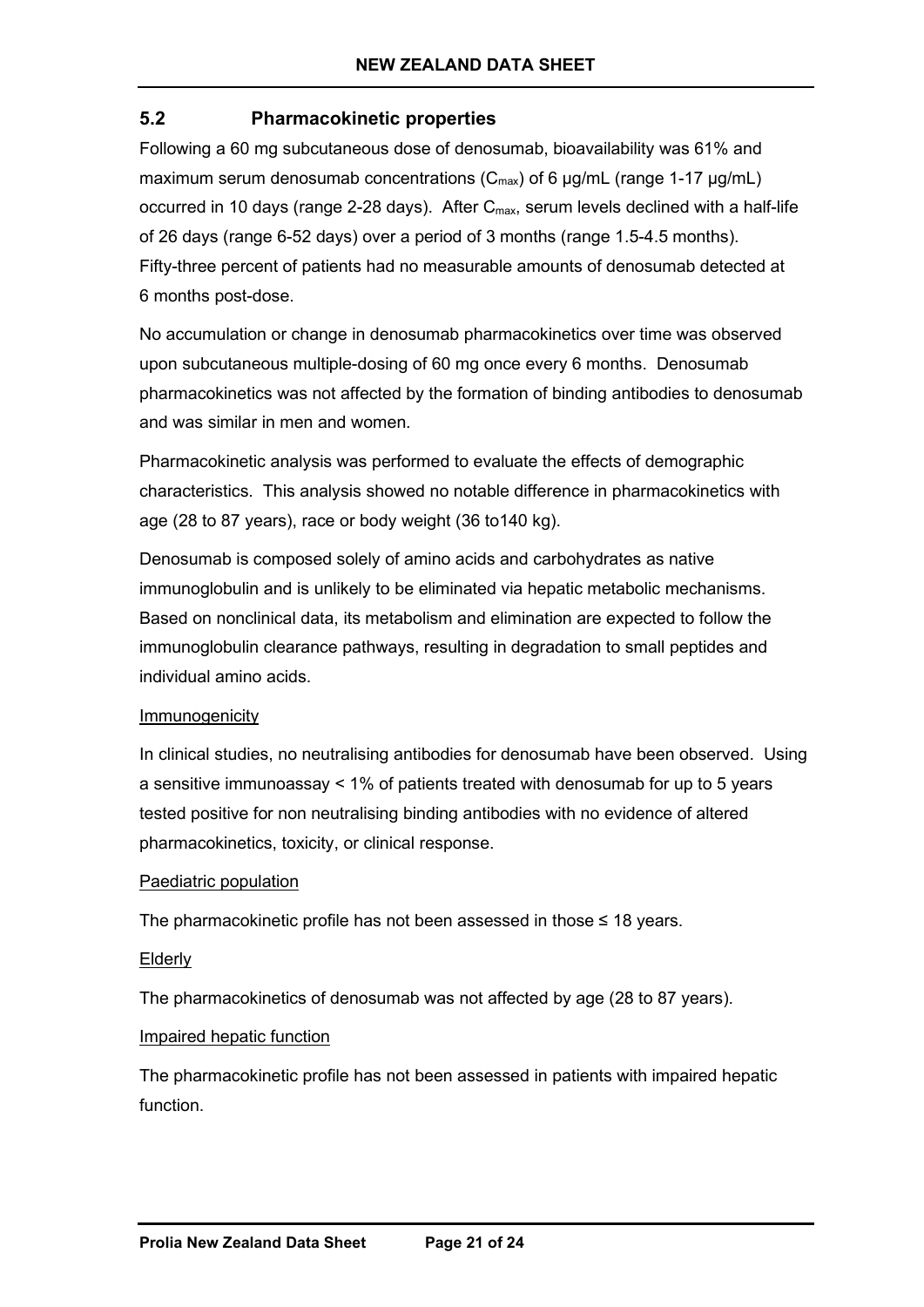## 5.2 Pharmacokinetic properties

Following a 60 mg subcutaneous dose of denosumab, bioavailability was 61% and maximum serum denosumab concentrations ($C_{max}$) of 6 µg/mL (range 1-17 µg/mL) occurred in 10 days (range 2-28 days). After $C_{max}$, serum levels declined with a half-life of 26 days (range 6-52 days) over a period of 3 months (range 1.5-4.5 months). Fifty-three percent of patients had no measurable amounts of denosumab detected at 6 months post-dose.

No accumulation or change in denosumab pharmacokinetics over time was observed upon subcutaneous multiple-dosing of 60 mg once every 6 months. Denosumab pharmacokinetics was not affected by the formation of binding antibodies to denosumab and was similar in men and women.

Pharmacokinetic analysis was performed to evaluate the effects of demographic characteristics. This analysis showed no notable difference in pharmacokinetics with age (28 to 87 years), race or body weight (36 to140 kg).

Denosumab is composed solely of amino acids and carbohydrates as native immunoglobulin and is unlikely to be eliminated via hepatic metabolic mechanisms. Based on nonclinical data, its metabolism and elimination are expected to follow the immunoglobulin clearance pathways, resulting in degradation to small peptides and individual amino acids.

Immunogenicity

In clinical studies, no neutralising antibodies for denosumab have been observed. Using a sensitive immunoassay < 1% of patients treated with denosumab for up to 5 years tested positive for non neutralising binding antibodies with no evidence of altered pharmacokinetics, toxicity, or clinical response.

Paediatric population

The pharmacokinetic profile has not been assessed in those ≤ 18 years.

Elderly

The pharmacokinetics of denosumab was not affected by age (28 to 87 years).

Impaired hepatic function

The pharmacokinetic profile has not been assessed in patients with impaired hepatic function.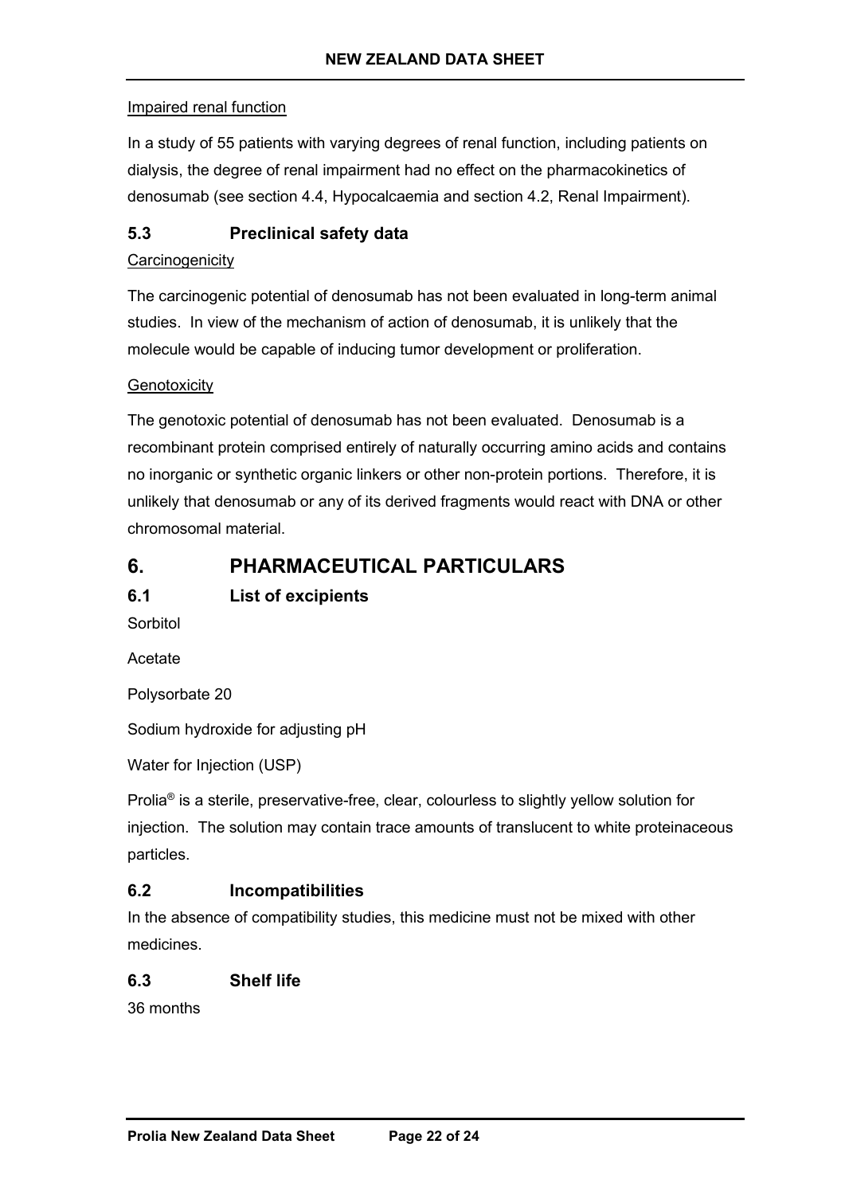Impaired renal function

In a study of 55 patients with varying degrees of renal function, including patients on dialysis, the degree of renal impairment had no effect on the pharmacokinetics of denosumab (see section 4.4, Hypocalcaemia and section 4.2, Renal Impairment).

### 5.3 Preclinical safety data

Carcinogenicity

The carcinogenic potential of denosumab has not been evaluated in long-term animal studies. In view of the mechanism of action of denosumab, it is unlikely that the molecule would be capable of inducing tumor development or proliferation.

Genotoxicity

The genotoxic potential of denosumab has not been evaluated. Denosumab is a recombinant protein comprised entirely of naturally occurring amino acids and contains no inorganic or synthetic organic linkers or other non-protein portions. Therefore, it is unlikely that denosumab or any of its derived fragments would react with DNA or other chromosomal material.

## 6. PHARMACEUTICAL PARTICULARS

### 6.1 List of excipients

Sorbitol

Acetate

Polysorbate 20

Sodium hydroxide for adjusting pH

Water for Injection (USP)

Prolia® is a sterile, preservative-free, clear, colourless to slightly yellow solution for injection. The solution may contain trace amounts of translucent to white proteinaceous particles.

### 6.2 Incompatibilities

In the absence of compatibility studies, this medicine must not be mixed with other medicines.

### 6.3 Shelf life

36 months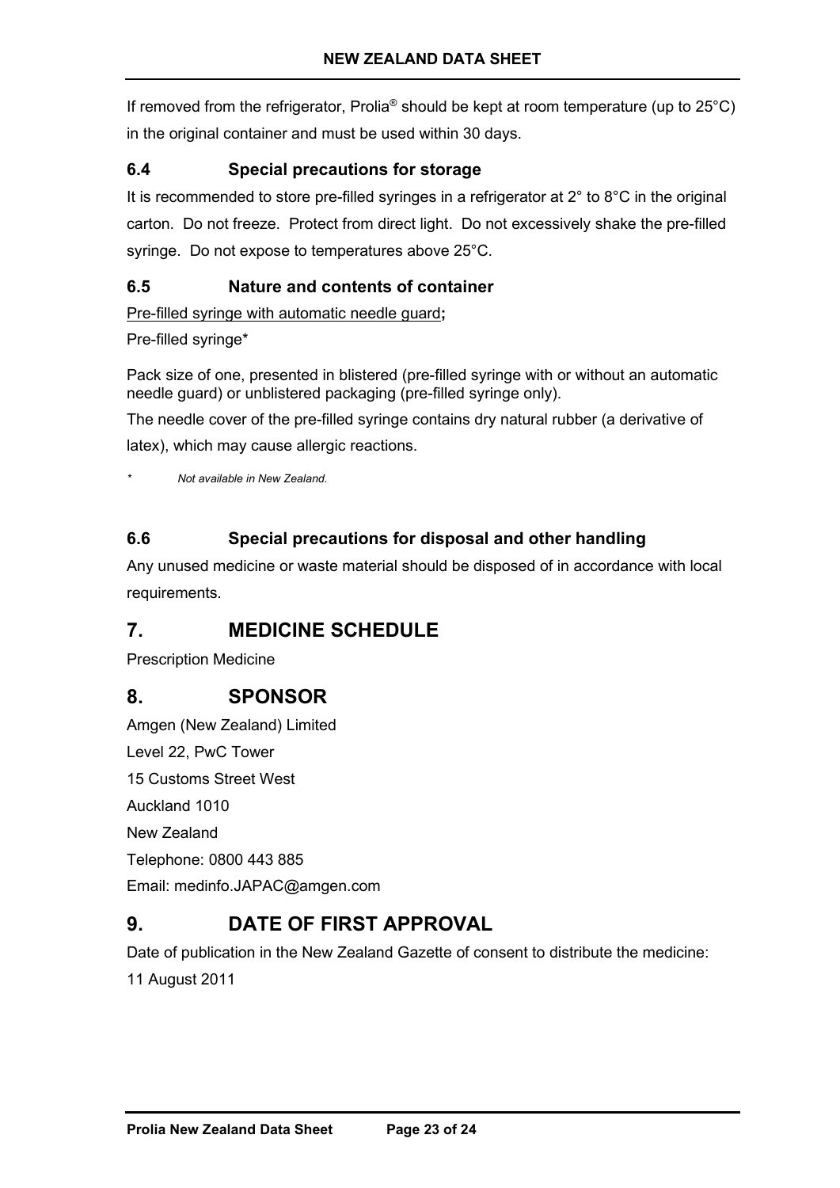If removed from the refrigerator, Prolia® should be kept at room temperature (up to 25°C) in the original container and must be used within 30 days.

### 6.4 Special precautions for storage

It is recommended to store pre-filled syringes in a refrigerator at 2° to 8°C in the original carton. Do not freeze. Protect from direct light. Do not excessively shake the pre-filled syringe. Do not expose to temperatures above 25°C.

### 6.5 Nature and contents of container

<u>Pre-filled syringe with automatic needle guard</u>**;**

Pre-filled syringe*

Pack size of one, presented in blistered (pre-filled syringe with or without an automatic needle guard) or unblistered packaging (pre-filled syringe only).

The needle cover of the pre-filled syringe contains dry natural rubber (a derivative of latex), which may cause allergic reactions.

*\* Not available in New Zealand.*

### 6.6 Special precautions for disposal and other handling

Any unused medicine or waste material should be disposed of in accordance with local requirements.

## 7. MEDICINE SCHEDULE

Prescription Medicine

## 8. SPONSOR

Amgen (New Zealand) Limited
Level 22, PwC Tower
15 Customs Street West
Auckland 1010
New Zealand
Telephone: 0800 443 885
Email: medinfo.JAPAC@amgen.com

## 9. DATE OF FIRST APPROVAL

Date of publication in the New Zealand Gazette of consent to distribute the medicine:
11 August 2011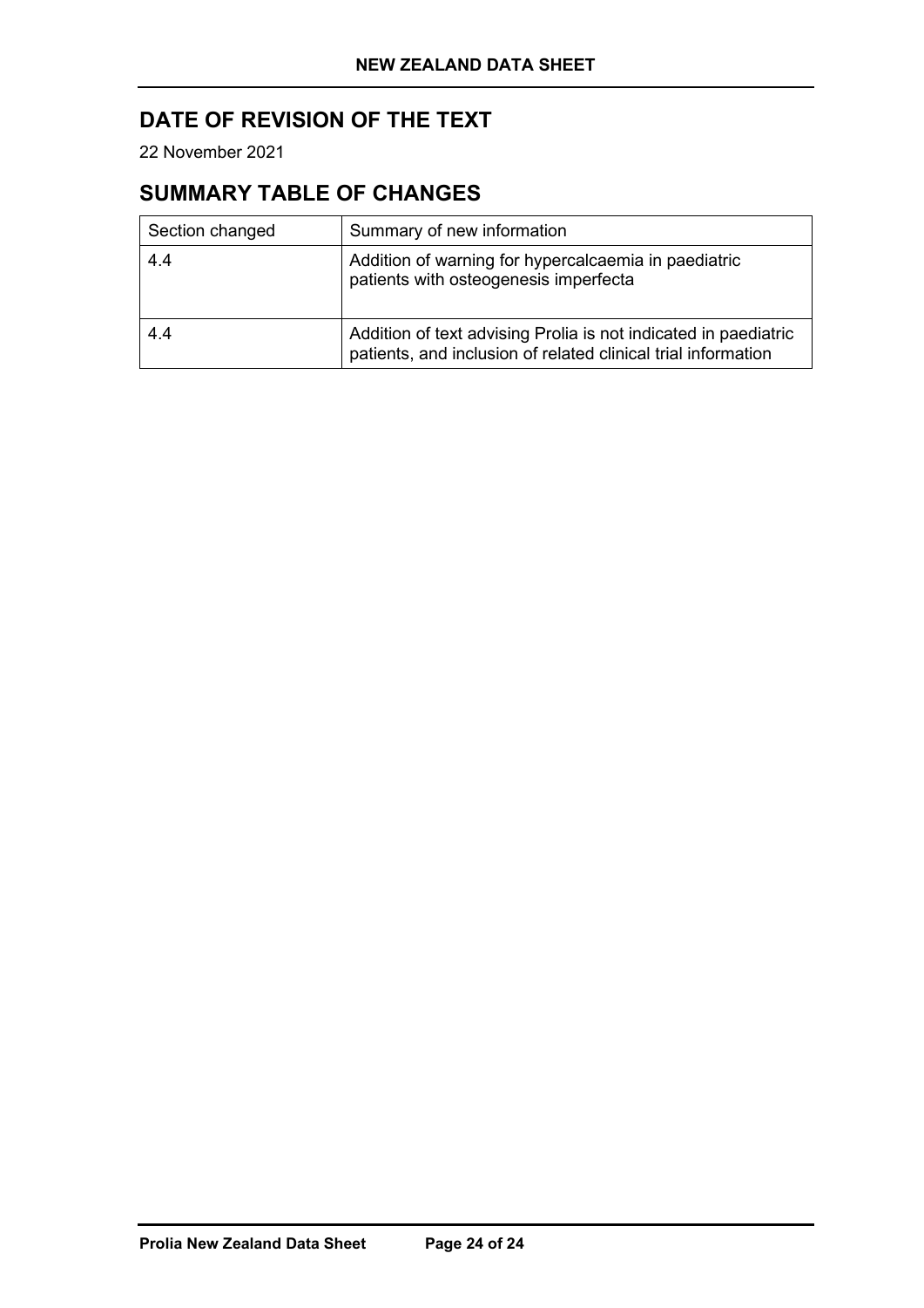## DATE OF REVISION OF THE TEXT

22 November 2021

## SUMMARY TABLE OF CHANGES

| Section changed | Summary of new information |
|---|---|
| 4.4 | Addition of warning for hypercalcaemia in paediatric patients with osteogenesis imperfecta |
| 4.4 | Addition of text advising Prolia is not indicated in paediatric patients, and inclusion of related clinical trial information |